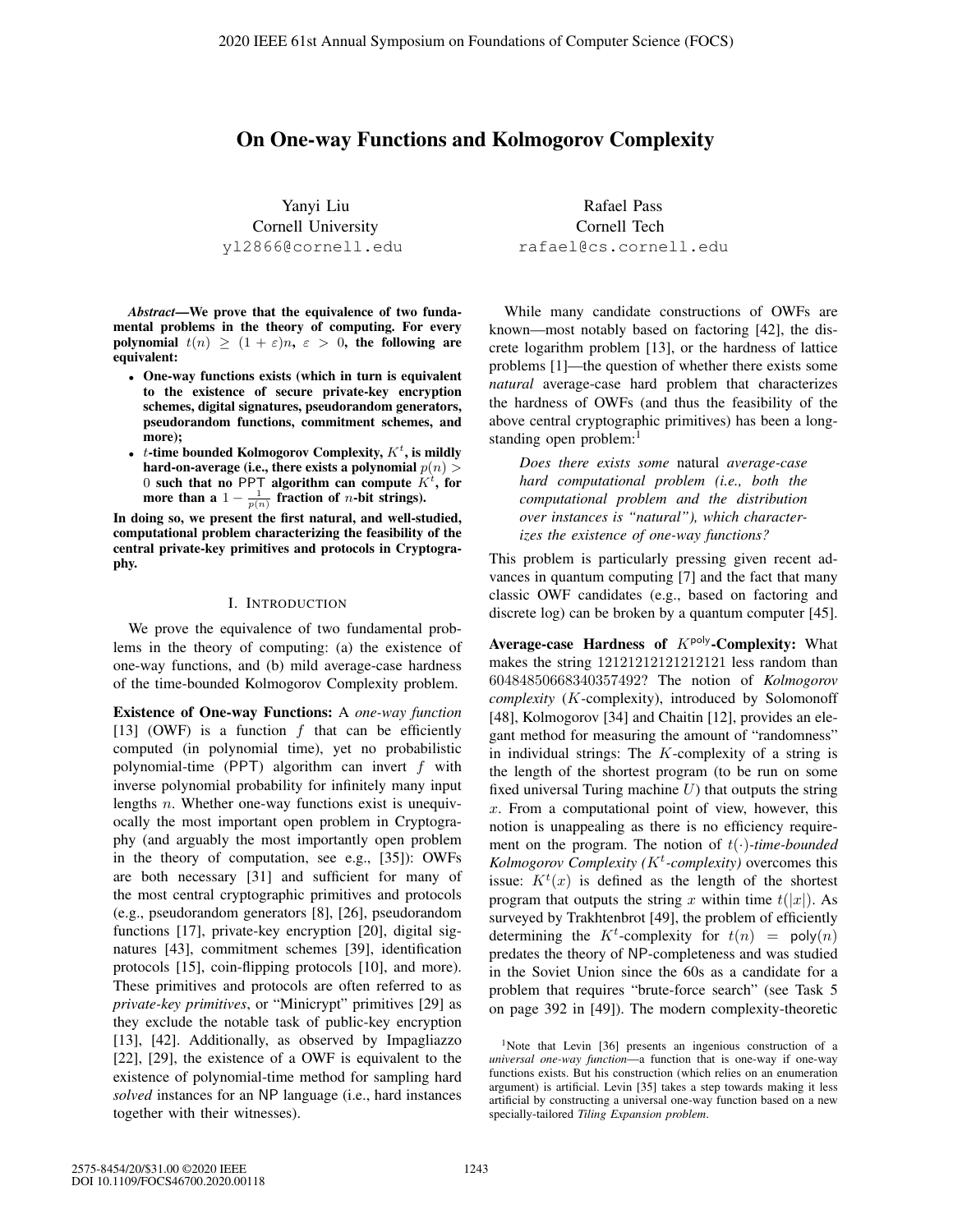# On One-way Functions and Kolmogorov Complexity

Yanyi Liu
Cornell University
yl2866@cornell.edu

Rafael Pass
Cornell Tech
rafael@cs.cornell.edu

***Abstract*—We prove that the equivalence of two fundamental problems in the theory of computing. For every polynomial $t(n) \geq (1+\varepsilon)n$, $\varepsilon > 0$, the following are equivalent:**

- **One-way functions exists (which in turn is equivalent to the existence of secure private-key encryption schemes, digital signatures, pseudorandom generators, pseudorandom functions, commitment schemes, and more);**
- **$t$-time bounded Kolmogorov Complexity, $K^t$, is mildly hard-on-average (i.e., there exists a polynomial $p(n) > 0$ such that no PPT algorithm can compute $K^t$, for more than a $1 - \frac{1}{p(n)}$ fraction of $n$-bit strings).**

**In doing so, we present the first natural, and well-studied, computational problem characterizing the feasibility of the central private-key primitives and protocols in Cryptography.**

## I. Introduction

We prove the equivalence of two fundamental problems in the theory of computing: (a) the existence of one-way functions, and (b) mild average-case hardness of the time-bounded Kolmogorov Complexity problem.

**Existence of One-way Functions:** A *one-way function* [13] (OWF) is a function $f$ that can be efficiently computed (in polynomial time), yet no probabilistic polynomial-time (PPT) algorithm can invert $f$ with inverse polynomial probability for infinitely many input lengths $n$. Whether one-way functions exist is unequivocally the most important open problem in Cryptography (and arguably the most importantly open problem in the theory of computation, see e.g., [35]): OWFs are both necessary [31] and sufficient for many of the most central cryptographic primitives and protocols (e.g., pseudorandom generators [8], [26], pseudorandom functions [17], private-key encryption [20], digital signatures [43], commitment schemes [39], identification protocols [15], coin-flipping protocols [10], and more). These primitives and protocols are often referred to as *private-key primitives*, or "Minicrypt" primitives [29] as they exclude the notable task of public-key encryption [13], [42]. Additionally, as observed by Impagliazzo [22], [29], the existence of a OWF is equivalent to the existence of polynomial-time method for sampling hard *solved* instances for an NP language (i.e., hard instances together with their witnesses).

While many candidate constructions of OWFs are known—most notably based on factoring [42], the discrete logarithm problem [13], or the hardness of lattice problems [1]—the question of whether there exists some *natural* average-case hard problem that characterizes the hardness of OWFs (and thus the feasibility of the above central cryptographic primitives) has been a long-standing open problem:[1]

> *Does there exists some* natural *average-case hard computational problem (i.e., both the computational problem and the distribution over instances is "natural"), which characterizes the existence of one-way functions?*

This problem is particularly pressing given recent advances in quantum computing [7] and the fact that many classic OWF candidates (e.g., based on factoring and discrete log) can be broken by a quantum computer [45].

**Average-case Hardness of $K^{\mathsf{poly}}$-Complexity:** What makes the string 12121212121212121 less random than 60484850668340357492? The notion of *Kolmogorov complexity* ($K$-complexity), introduced by Solomonoff [48], Kolmogorov [34] and Chaitin [12], provides an elegant method for measuring the amount of "randomness" in individual strings: The $K$-complexity of a string is the length of the shortest program (to be run on some fixed universal Turing machine $U$) that outputs the string $x$. From a computational point of view, however, this notion is unappealing as there is no efficiency requirement on the program. The notion of $t(\cdot)$*-time-bounded Kolmogorov Complexity ($K^t$-complexity)* overcomes this issue: $K^t(x)$ is defined as the length of the shortest program that outputs the string $x$ within time $t(|x|)$. As surveyed by Trakhtenbrot [49], the problem of efficiently determining the $K^t$-complexity for $t(n) = \mathsf{poly}(n)$ predates the theory of NP-completeness and was studied in the Soviet Union since the 60s as a candidate for a problem that requires "brute-force search" (see Task 5 on page 392 in [49]). The modern complexity-theoretic

[1] Note that Levin [36] presents an ingenious construction of a *universal one-way function*—a function that is one-way if one-way functions exists. But his construction (which relies on an enumeration argument) is artificial. Levin [35] takes a step towards making it less artificial by constructing a universal one-way function based on a new specially-tailored *Tiling Expansion problem*.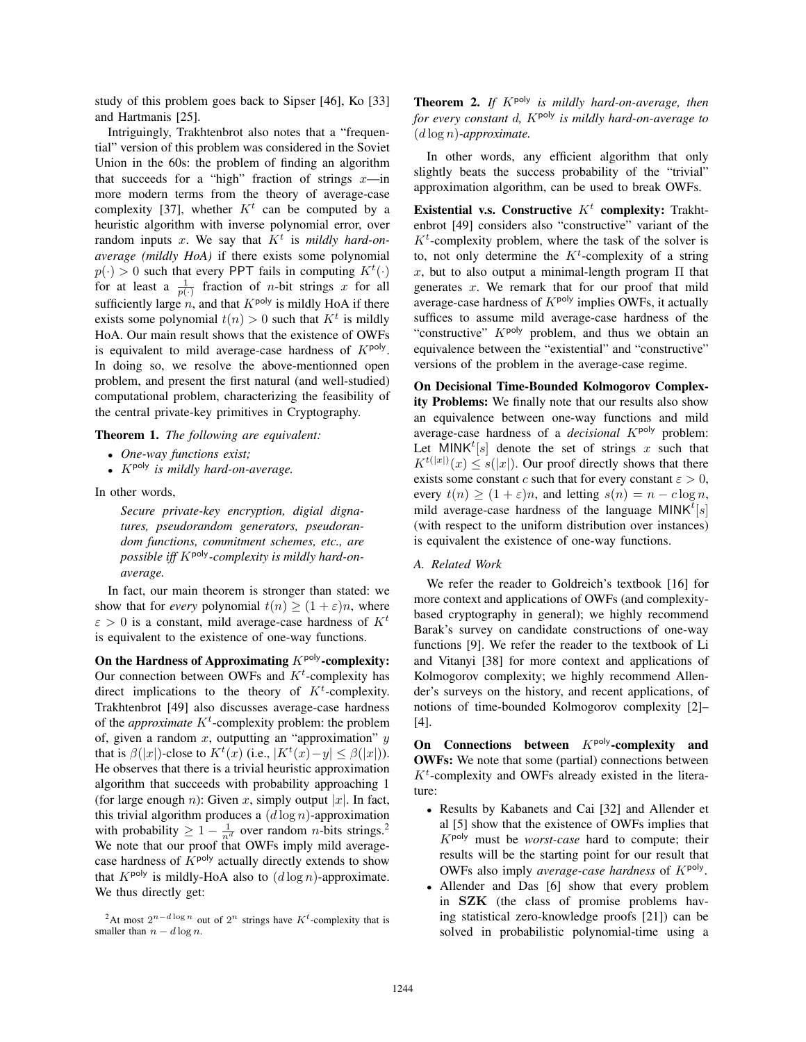study of this problem goes back to Sipser [46], Ko [33] and Hartmanis [25].

Intriguingly, Trakhtenbrot also notes that a "frequentia" version of this problem was considered in the Soviet Union in the 60s: the problem of finding an algorithm that succeeds for a "high" fraction of strings $x$—in more modern terms from the theory of average-case complexity [37], whether $K^t$ can be computed by a heuristic algorithm with inverse polynomial error, over random inputs $x$. We say that $K^t$ is *mildly hard-on-average (mildly HoA)* if there exists some polynomial $p(\cdot) > 0$ such that every PPT fails in computing $K^t(\cdot)$ for at least a $\frac{1}{p(\cdot)}$ fraction of $n$-bit strings $x$ for all sufficiently large $n$, and that $K^{\mathsf{poly}}$ is mildly HoA if there exists some polynomial $t(n) > 0$ such that $K^t$ is mildly HoA. Our main result shows that the existence of OWFs is equivalent to mild average-case hardness of $K^{\mathsf{poly}}$. In doing so, we resolve the above-mentionned open problem, and present the first natural (and well-studied) computational problem, characterizing the feasibility of the central private-key primitives in Cryptography.

**Theorem 1.** *The following are equivalent:*

- *One-way functions exist;*
- *$K^{\mathsf{poly}}$ is mildly hard-on-average.*

In other words,

> *Secure private-key encryption, digial signatures, pseudorandom generators, pseudorandom functions, commitment schemes, etc., are possible iff $K^{\mathsf{poly}}$-complexity is mildly hard-on-average.*

In fact, our main theorem is stronger than stated: we show that for *every* polynomial $t(n) \geq (1+\varepsilon)n$, where $\varepsilon > 0$ is a constant, mild average-case hardness of $K^t$ is equivalent to the existence of one-way functions.

**On the Hardness of Approximating $K^{\mathsf{poly}}$-complexity:** Our connection between OWFs and $K^t$-complexity has direct implications to the theory of $K^t$-complexity. Trakhtenbrot [49] also discusses average-case hardness of the *approximate* $K^t$-complexity problem: the problem of, given a random $x$, outputting an "approximation" $y$ that is $\beta(|x|)$-close to $K^t(x)$ (i.e., $|K^t(x) - y| \leq \beta(|x|)$). He observes that there is a trivial heuristic approximation algorithm that succeeds with probability approaching 1 (for large enough $n$): Given $x$, simply output $|x|$. In fact, this trivial algorithm produces a $(d \log n)$-approximation with probability $\geq 1 - \frac{1}{n^d}$ over random $n$-bits strings.[2] We note that our proof that OWFs imply mild average-case hardness of $K^{\mathsf{poly}}$ actually directly extends to show that $K^{\mathsf{poly}}$ is mildly-HoA also to $(d \log n)$-approximate. We thus directly get:

[2]At most $2^{n - d\log n}$ out of $2^n$ strings have $K^t$-complexity that is smaller than $n - d \log n$.

**Theorem 2.** *If $K^{\mathsf{poly}}$ is mildly hard-on-average, then for every constant $d$, $K^{\mathsf{poly}}$ is mildly hard-on-average to $(d \log n)$-approximate.*

In other words, any efficient algorithm that only slightly beats the success probability of the "trivial" approximation algorithm, can be used to break OWFs.

**Existential v.s. Constructive $K^t$ complexity:** Trakhtenbrot [49] considers also "constructive" variant of the $K^t$-complexity problem, where the task of the solver is to, not only determine the $K^t$-complexity of a string $x$, but to also output a minimal-length program $\Pi$ that generates $x$. We remark that for our proof that mild average-case hardness of $K^{\mathsf{poly}}$ implies OWFs, it actually suffices to assume mild average-case hardness of the "constructive" $K^{\mathsf{poly}}$ problem, and thus we obtain an equivalence between the "existential" and "constructive" versions of the problem in the average-case regime.

**On Decisional Time-Bounded Kolmogorov Complexity Problems:** We finally note that our results also show an equivalence between one-way functions and mild average-case hardness of a *decisional* $K^{\mathsf{poly}}$ problem: Let $\mathsf{MINK}^t[s]$ denote the set of strings $x$ such that $K^{t(|x|)}(x) \leq s(|x|)$. Our proof directly shows that there exists some constant $c$ such that for every constant $\varepsilon > 0$, every $t(n) \geq (1+\varepsilon)n$, and letting $s(n) = n - c \log n$, mild average-case hardness of the language $\mathsf{MINK}^t[s]$ (with respect to the uniform distribution over instances) is equivalent the existence of one-way functions.

### A. Related Work

We refer the reader to Goldreich's textbook [16] for more context and applications of OWFs (and complexity-based cryptography in general); we highly recommend Barak's survey on candidate constructions of one-way functions [9]. We refer the reader to the textbook of Li and Vitanyi [38] for more context and applications of Kolmogorov complexity; we highly recommend Allender's surveys on the history, and recent applications, of notions of time-bounded Kolmogorov complexity [2]–[4].

**On Connections between $K^{\mathsf{poly}}$-complexity and OWFs:** We note that some (partial) connections between $K^t$-complexity and OWFs already existed in the literature:

- Results by Kabanets and Cai [32] and Allender et al [5] show that the existence of OWFs implies that $K^{\mathsf{poly}}$ must be *worst-case* hard to compute; their results will be the starting point for our result that OWFs also imply *average-case hardness* of $K^{\mathsf{poly}}$.
- Allender and Das [6] show that every problem in **SZK** (the class of promise problems having statistical zero-knowledge proofs [21]) can be solved in probabilistic polynomial-time using a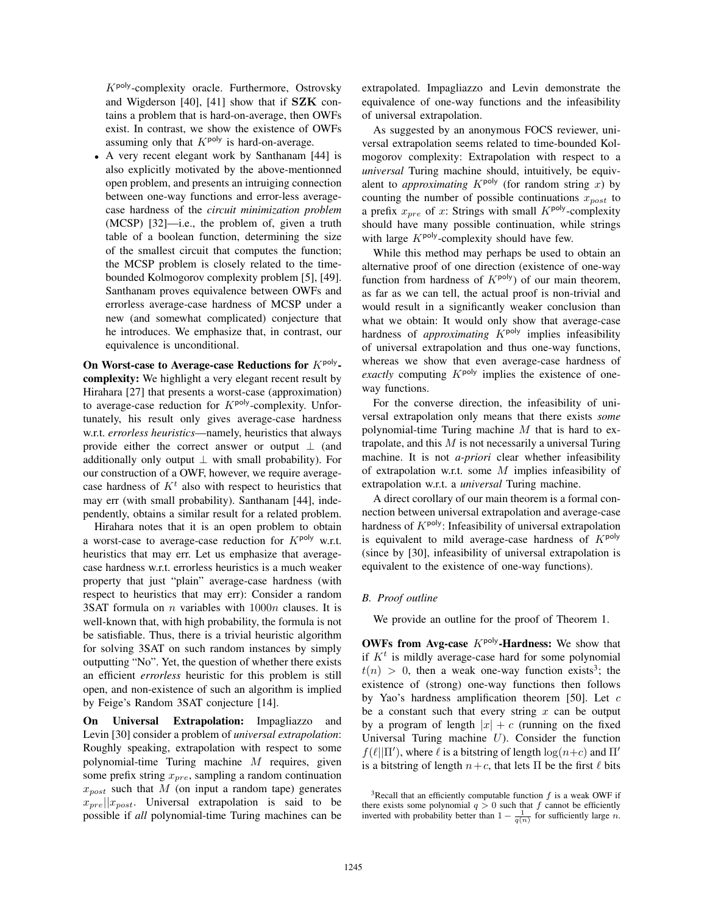$K^{\mathsf{poly}}$-complexity oracle. Furthermore, Ostrovsky and Wigderson [40], [41] show that if **SZK** contains a problem that is hard-on-average, then OWFs exist. In contrast, we show the existence of OWFs assuming only that $K^{\mathsf{poly}}$ is hard-on-average.

- A very recent elegant work by Santhanam [44] is also explicitly motivated by the above-mentionned open problem, and presents an intruiging connection between one-way functions and error-less average-case hardness of the *circuit minimization problem* (MCSP) [32]—i.e., the problem of, given a truth table of a boolean function, determining the size of the smallest circuit that computes the function; the MCSP problem is closely related to the time-bounded Kolmogorov complexity problem [5], [49]. Santhanam proves equivalence between OWFs and errorless average-case hardness of MCSP under a new (and somewhat complicated) conjecture that he introduces. We emphasize that, in contrast, our equivalence is unconditional.

**On Worst-case to Average-case Reductions for $K^{\mathsf{poly}}$-complexity:** We highlight a very elegant recent result by Hirahara [27] that presents a worst-case (approximation) to average-case reduction for $K^{\mathsf{poly}}$-complexity. Unfortunately, his result only gives average-case hardness w.r.t. *errorless heuristics*—namely, heuristics that always provide either the correct answer or output $\perp$ (and additionally only output $\perp$ with small probability). For our construction of a OWF, however, we require average-case hardness of $K^t$ also with respect to heuristics that may err (with small probability). Santhanam [44], independently, obtains a similar result for a related problem.

Hirahara notes that it is an open problem to obtain a worst-case to average-case reduction for $K^{\mathsf{poly}}$ w.r.t. heuristics that may err. Let us emphasize that average-case hardness w.r.t. errorless heuristics is a much weaker property that just "plain" average-case hardness (with respect to heuristics that may err): Consider a random 3SAT formula on $n$ variables with $1000n$ clauses. It is well-known that, with high probability, the formula is not be satisfiable. Thus, there is a trivial heuristic algorithm for solving 3SAT on such random instances by simply outputting "No". Yet, the question of whether there exists an efficient *errorless* heuristic for this problem is still open, and non-existence of such an algorithm is implied by Feige's Random 3SAT conjecture [14].

**On Universal Extrapolation:** Impagliazzo and Levin [30] consider a problem of *universal extrapolation*: Roughly speaking, extrapolation with respect to some polynomial-time Turing machine $M$ requires, given some prefix string $x_{pre}$, sampling a random continuation $x_{post}$ such that $M$ (on input a random tape) generates $x_{pre}||x_{post}$. Universal extrapolation is said to be possible if *all* polynomial-time Turing machines can be extrapolated. Impagliazzo and Levin demonstrate the equivalence of one-way functions and the infeasibility of universal extrapolation.

As suggested by an anonymous FOCS reviewer, universal extrapolation seems related to time-bounded Kolmogorov complexity: Extrapolation with respect to a *universal* Turing machine should, intuitively, be equivalent to *approximating* $K^{\mathsf{poly}}$ (for random string $x$) by counting the number of possible continuations $x_{post}$ to a prefix $x_{pre}$ of $x$: Strings with small $K^{\mathsf{poly}}$-complexity should have many possible continuation, while strings with large $K^{\mathsf{poly}}$-complexity should have few.

While this method may perhaps be used to obtain an alternative proof of one direction (existence of one-way function from hardness of $K^{\mathsf{poly}}$) of our main theorem, as far as we can tell, the actual proof is non-trivial and would result in a significantly weaker conclusion than what we obtain: It would only show that average-case hardness of *approximating* $K^{\mathsf{poly}}$ implies infeasibility of universal extrapolation and thus one-way functions, whereas we show that even average-case hardness of *exactly* computing $K^{\mathsf{poly}}$ implies the existence of one-way functions.

For the converse direction, the infeasibility of universal extrapolation only means that there exists *some* polynomial-time Turing machine $M$ that is hard to extrapolate, and this $M$ is not necessarily a universal Turing machine. It is not *a-priori* clear whether infeasibility of extrapolation w.r.t. some $M$ implies infeasibility of extrapolation w.r.t. a *universal* Turing machine.

A direct corollary of our main theorem is a formal connection between universal extrapolation and average-case hardness of $K^{\mathsf{poly}}$: Infeasibility of universal extrapolation is equivalent to mild average-case hardness of $K^{\mathsf{poly}}$ (since by [30], infeasibility of universal extrapolation is equivalent to the existence of one-way functions).

### B. Proof outline

We provide an outline for the proof of Theorem 1.

**OWFs from Avg-case $K^{\mathsf{poly}}$-Hardness:** We show that if $K^t$ is mildly average-case hard for some polynomial $t(n) > 0$, then a weak one-way function exists[3]; the existence of (strong) one-way functions then follows by Yao's hardness amplification theorem [50]. Let $c$ be a constant such that every string $x$ can be output by a program of length $|x| + c$ (running on the fixed Universal Turing machine $U$). Consider the function $f(\ell||\Pi')$, where $\ell$ is a bitstring of length $\log(n+c)$ and $\Pi'$ is a bitstring of length $n+c$, that lets $\Pi$ be the first $\ell$ bits

[3] Recall that an efficiently computable function $f$ is a weak OWF if there exists some polynomial $q > 0$ such that $f$ cannot be efficiently inverted with probability better than $1 - \frac{1}{q(n)}$ for sufficiently large $n$.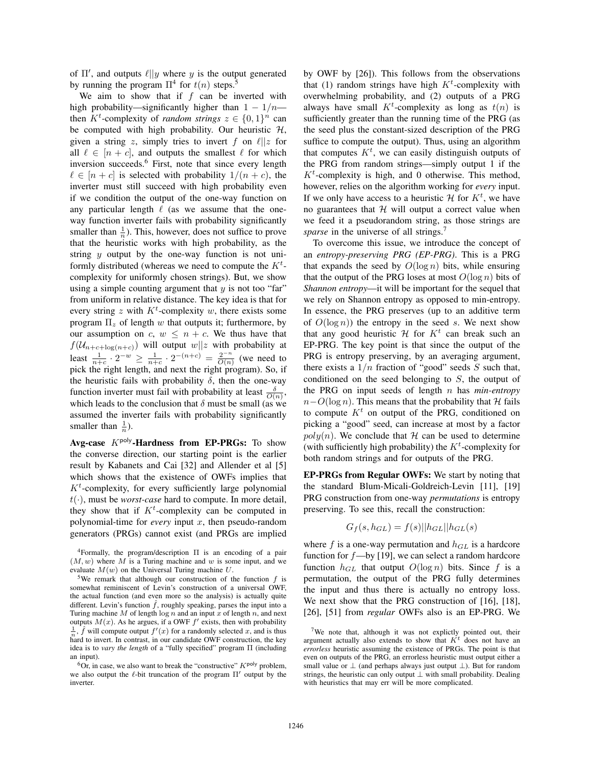of $\Pi'$, and outputs $\ell||y$ where $y$ is the output generated by running the program $\Pi$[4] for $t(n)$ steps.[5]

We aim to show that if $f$ can be inverted with high probability—significantly higher than $1 - 1/n$—then $K^t$-complexity of *random strings* $z \in \{0,1\}^n$ can be computed with high probability. Our heuristic $\mathcal{H}$, given a string $z$, simply tries to invert $f$ on $\ell||z$ for all $\ell \in [n+c]$, and outputs the smallest $\ell$ for which inversion succeeds.[6] First, note that since every length $\ell \in [n+c]$ is selected with probability $1/(n+c)$, the inverter must still succeed with high probability even if we condition the output of the one-way function on any particular length $\ell$ (as we assume that the one-way function inverter fails with probability significantly smaller than $\frac{1}{n}$). This, however, does not suffice to prove that the heuristic works with high probability, as the string $y$ output by the one-way function is not uniformly distributed (whereas we need to compute the $K^t$-complexity for uniformly chosen strings). But, we show using a simple counting argument that $y$ is not too "far" from uniform in relative distance. The key idea is that for every string $z$ with $K^t$-complexity $w$, there exists some program $\Pi_z$ of length $w$ that outputs it; furthermore, by our assumption on $c$, $w \leq n + c$. We thus have that $f(\mathcal{U}_{n+c+\log(n+c)})$ will output $w||z$ with probability at least $\frac{1}{n+c} \cdot 2^{-w} \geq \frac{1}{n+c} \cdot 2^{-(n+c)} = \frac{2^{-n}}{O(n)}$ (we need to pick the right length, and next the right program). So, if the heuristic fails with probability $\delta$, then the one-way function inverter must fail with probability at least $\frac{\delta}{O(n)}$, which leads to the conclusion that $\delta$ must be small (as we assumed the inverter fails with probability significantly smaller than $\frac{1}{n}$).

**Avg-case $K^{\mathsf{poly}}$-Hardness from EP-PRGs:** To show the converse direction, our starting point is the earlier result by Kabanets and Cai [32] and Allender et al [5] which shows that the existence of OWFs implies that $K^t$-complexity, for every sufficiently large polynomial $t(\cdot)$, must be *worst-case* hard to compute. In more detail, they show that if $K^t$-complexity can be computed in polynomial-time for *every* input $x$, then pseudo-random generators (PRGs) cannot exist (and PRGs are implied by OWF by [26]). This follows from the observations that (1) random strings have high $K^t$-complexity with overwhelming probability, and (2) outputs of a PRG always have small $K^t$-complexity as long as $t(n)$ is sufficiently greater than the running time of the PRG (as the seed plus the constant-sized description of the PRG suffice to compute the output). Thus, using an algorithm that computes $K^t$, we can easily distinguish outputs of the PRG from random strings—simply output 1 if the $K^t$-complexity is high, and 0 otherwise. This method, however, relies on the algorithm working for *every* input. If we only have access to a heuristic $\mathcal{H}$ for $K^t$, we have no guarantees that $\mathcal{H}$ will output a correct value when we feed it a pseudorandom string, as those strings are *sparse* in the universe of all strings.[7]

To overcome this issue, we introduce the concept of an *entropy-preserving PRG (EP-PRG)*. This is a PRG that expands the seed by $O(\log n)$ bits, while ensuring that the output of the PRG loses at most $O(\log n)$ bits of *Shannon entropy*—it will be important for the sequel that we rely on Shannon entropy as opposed to min-entropy. In essence, the PRG preserves (up to an additive term of $O(\log n)$) the entropy in the seed $s$. We next show that any good heuristic $\mathcal{H}$ for $K^t$ can break such an EP-PRG. The key point is that since the output of the PRG is entropy preserving, by an averaging argument, there exists a $1/n$ fraction of "good" seeds $S$ such that, conditioned on the seed belonging to $S$, the output of the PRG on input seeds of length $n$ has *min-entropy* $n - O(\log n)$. This means that the probability that $\mathcal{H}$ fails to compute $K^t$ on output of the PRG, conditioned on picking a "good" seed, can increase at most by a factor $poly(n)$. We conclude that $\mathcal{H}$ can be used to determine (with sufficiently high probability) the $K^t$-complexity for both random strings and for outputs of the PRG.

**EP-PRGs from Regular OWFs:** We start by noting that the standard Blum-Micali-Goldreich-Levin [11], [19] PRG construction from one-way *permutations* is entropy preserving. To see this, recall the construction:

$$G_f(s, h_{GL}) = f(s)||h_{GL}||h_{GL}(s)$$

where $f$ is a one-way permutation and $h_{GL}$ is a hardcore function for $f$—by [19], we can select a random hardcore function $h_{GL}$ that output $O(\log n)$ bits. Since $f$ is a permutation, the output of the PRG fully determines the input and thus there is actually no entropy loss. We next show that the PRG construction of [16], [18], [26], [51] from *regular* OWFs also is an EP-PRG. We

---

[4] Formally, the program/description $\Pi$ is an encoding of a pair $(M, w)$ where $M$ is a Turing machine and $w$ is some input, and we evaluate $M(w)$ on the Universal Turing machine $U$.

[5] We remark that although our construction of the function $f$ is somewhat reminiscent of Levin's construction of a universal OWF, the actual function (and even more so the analysis) is actually quite different. Levin's function $\hat{f}$, roughly speaking, parses the input into a Turing machine $M$ of length $\log n$ and an input $x$ of length $n$, and next outputs $M(x)$. As he argues, if a OWF $f'$ exists, then with probability $\frac{1}{n}$, $\hat{f}$ will compute output $f'(x)$ for a randomly selected $x$, and is thus hard to invert. In contrast, in our candidate OWF construction, the key idea is to *vary the length* of a "fully specified" program $\Pi$ (including an input).

[6] Or, in case, we also want to break the "constructive" $K^{\mathsf{poly}}$ problem, we also output the $\ell$-bit truncation of the program $\Pi'$ output by the inverter.

[7] We note that, although it was not explictly pointed out, their argument actually also extends to show that $K^t$ does not have an *errorless* heuristic assuming the existence of PRGs. The point is that even on outputs of the PRG, an errorless heuristic must output either a small value or $\bot$ (and perhaps always just output $\bot$). But for random strings, the heuristic can only output $\bot$ with small probability. Dealing with heuristics that may err will be more complicated.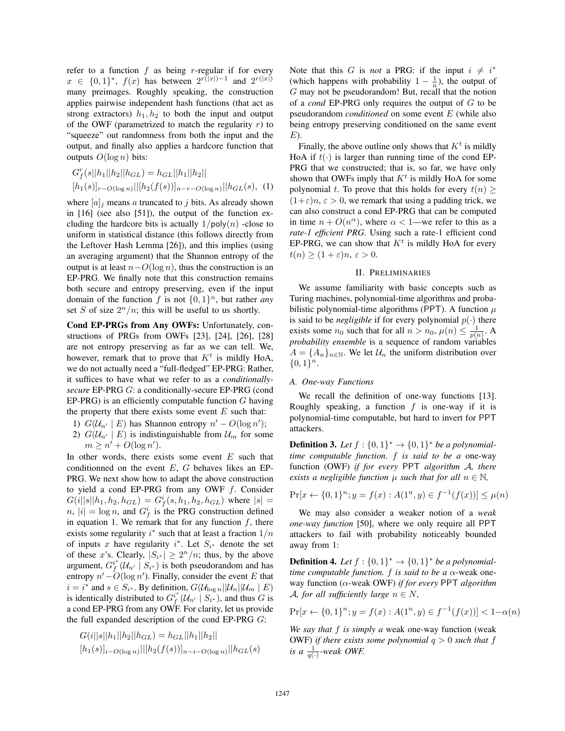refer to a function $f$ as being $r$-regular if for every $x \in \{0,1\}^*$, $f(x)$ has between $2^{r(|x|)-1}$ and $2^{r(|x|)}$ many preimages. Roughly speaking, the construction applies pairwise independent hash functions (that act as strong extractors) $h_1, h_2$ to both the input and output of the OWF (parametrized to match the regularity $r$) to "squeeze" out randomness from both the input and the output, and finally also applies a hardcore function that outputs $O(\log n)$ bits:

$$G_f^r(s||h_1||h_2||h_{GL}) = h_{GL}||h_1||h_2|| \\ [h_1(s)]_{r-O(\log n)}||[h_2(f(s))]_{n-r-O(\log n)}||h_{GL}(s), \quad (1)$$

where $[a]_j$ means $a$ truncated to $j$ bits. As already shown in [16] (see also [51]), the output of the function excluding the hardcore bits is actually $1/\mathsf{poly}(n)$ -close to uniform in statistical distance (this follows directly from the Leftover Hash Lemma [26]), and this implies (using an averaging argument) that the Shannon entropy of the output is at least $n - O(\log n)$, thus the construction is an EP-PRG. We finally note that this construction remains both secure and entropy preserving, even if the input domain of the function $f$ is not $\{0,1\}^n$, but rather *any* set $S$ of size $2^n/n$; this will be useful to us shortly.

**Cond EP-PRGs from Any OWFs:** Unfortunately, constructions of PRGs from OWFs [23], [24], [26], [28] are not entropy preserving as far as we can tell. We, however, remark that to prove that $K^t$ is mildly HoA, we do not actually need a "full-fledged" EP-PRG: Rather, it suffices to have what we refer to as a *conditionally-secure* EP-PRG $G$: a conditionally-secure EP-PRG (cond EP-PRG) is an efficiently computable function $G$ having the property that there exists some event $E$ such that:

1) $G(\mathcal{U}_{n'} \mid E)$ has Shannon entropy $n' - O(\log n')$;
2) $G(\mathcal{U}_{n'} \mid E)$ is indistinguishable from $\mathcal{U}_m$ for some $m \geq n' + O(\log n')$.

In other words, there exists some event $E$ such that conditionned on the event $E$, $G$ behaves likes an EP-PRG. We next show how to adapt the above construction to yield a cond EP-PRG from any OWF $f$. Consider $G(i||s||h_1, h_2, h_{GL}) = G_f^i(s, h_1, h_2, h_{GL})$ where $|s| = n$, $|i| = \log n$, and $G_f^i$ is the PRG construction defined in equation 1. We remark that for any function $f$, there exists some regularity $i^*$ such that at least a fraction $1/n$ of inputs $x$ have regularity $i^*$. Let $S_{i^*}$ denote the set of these $x$'s. Clearly, $|S_{i^*}| \geq 2^n/n$; thus, by the above argument, $G_f^{i^*}(\mathcal{U}_{n'} \mid S_{i^*})$ is both pseudorandom and has entropy $n' - O(\log n')$. Finally, consider the event $E$ that $i = i^*$ and $s \in S_{i^*}$. By definition, $G(\mathcal{U}_{\log n}||\mathcal{U}_n||\mathcal{U}_m \mid E)$ is identically distributed to $G_f^{i^*}(\mathcal{U}_{n'} \mid S_{i^*})$, and thus $G$ is a cond EP-PRG from any OWF. For clarity, let us provide the full expanded description of the cond EP-PRG $G$:

$$G(i||s||h_1||h_2||h_{GL}) = h_{GL}||h_1||h_2|| \\ [h_1(s)]_{i-O(\log n)}||[h_2(f(s))]_{n-i-O(\log n)}||h_{GL}(s)$$

Note that this $G$ is *not* a PRG: if the input $i \neq i^*$ (which happens with probability $1 - \frac{1}{n}$), the output of $G$ may not be pseudorandom! But, recall that the notion of a *cond* EP-PRG only requires the output of $G$ to be pseudorandom *conditioned* on some event $E$ (while also being entropy preserving conditioned on the same event $E$).

Finally, the above outline only shows that $K^t$ is mildly HoA if $t(\cdot)$ is larger than running time of the cond EP-PRG that we constructed; that is, so far, we have only shown that OWFs imply that $K^t$ is mildly HoA for some polynomial $t$. To prove that this holds for every $t(n) \geq (1+\varepsilon)n$, $\varepsilon > 0$, we remark that using a padding trick, we can also construct a cond EP-PRG that can be computed in time $n + O(n^\alpha)$, where $\alpha < 1$—we refer to this as a *rate-1 efficient PRG*. Using such a rate-1 efficient cond EP-PRG, we can show that $K^t$ is mildly HoA for every $t(n) \geq (1+\varepsilon)n$, $\varepsilon > 0$.

## II. Preliminaries

We assume familiarity with basic concepts such as Turing machines, polynomial-time algorithms and probabilistic polynomial-time algorithms (PPT). A function $\mu$ is said to be *negligible* if for every polynomial $p(\cdot)$ there exists some $n_0$ such that for all $n > n_0$, $\mu(n) \leq \frac{1}{p(n)}$. A *probability ensemble* is a sequence of random variables $A = \{A_n\}_{n \in \mathbb{N}}$. We let $\mathcal{U}_n$ the uniform distribution over $\{0,1\}^n$.

### A. One-way Functions

We recall the definition of one-way functions [13]. Roughly speaking, a function $f$ is one-way if it is polynomial-time computable, but hard to invert for PPT attackers.

**Definition 3.** *Let $f : \{0,1\}^* \to \{0,1\}^*$ be a polynomial-time computable function. $f$ is said to be a* one-way function (OWF) *if for every* PPT *algorithm $\mathcal{A}$, there exists a negligible function $\mu$ such that for all $n \in \mathbb{N}$,*

$$\Pr[x \leftarrow \{0,1\}^n; y = f(x) : A(1^n, y) \in f^{-1}(f(x))] \leq \mu(n)$$

We may also consider a weaker notion of a *weak one-way function* [50], where we only require all PPT attackers to fail with probability noticeably bounded away from 1:

**Definition 4.** *Let $f : \{0,1\}^* \to \{0,1\}^*$ be a polynomial-time computable function. $f$ is said to be a $\alpha$-weak* one-way function ($\alpha$-weak OWF) *if for every* PPT *algorithm $\mathcal{A}$, for all sufficiently large $n \in N$,*

$$\Pr[x \leftarrow \{0,1\}^n; y = f(x) : A(1^n, y) \in f^{-1}(f(x))] < 1 - \alpha(n)$$

*We say that $f$ is simply a* weak one-way function (weak OWF) *if there exists some polynomial $q > 0$ such that $f$ is a $\frac{1}{q(\cdot)}$-weak OWF.*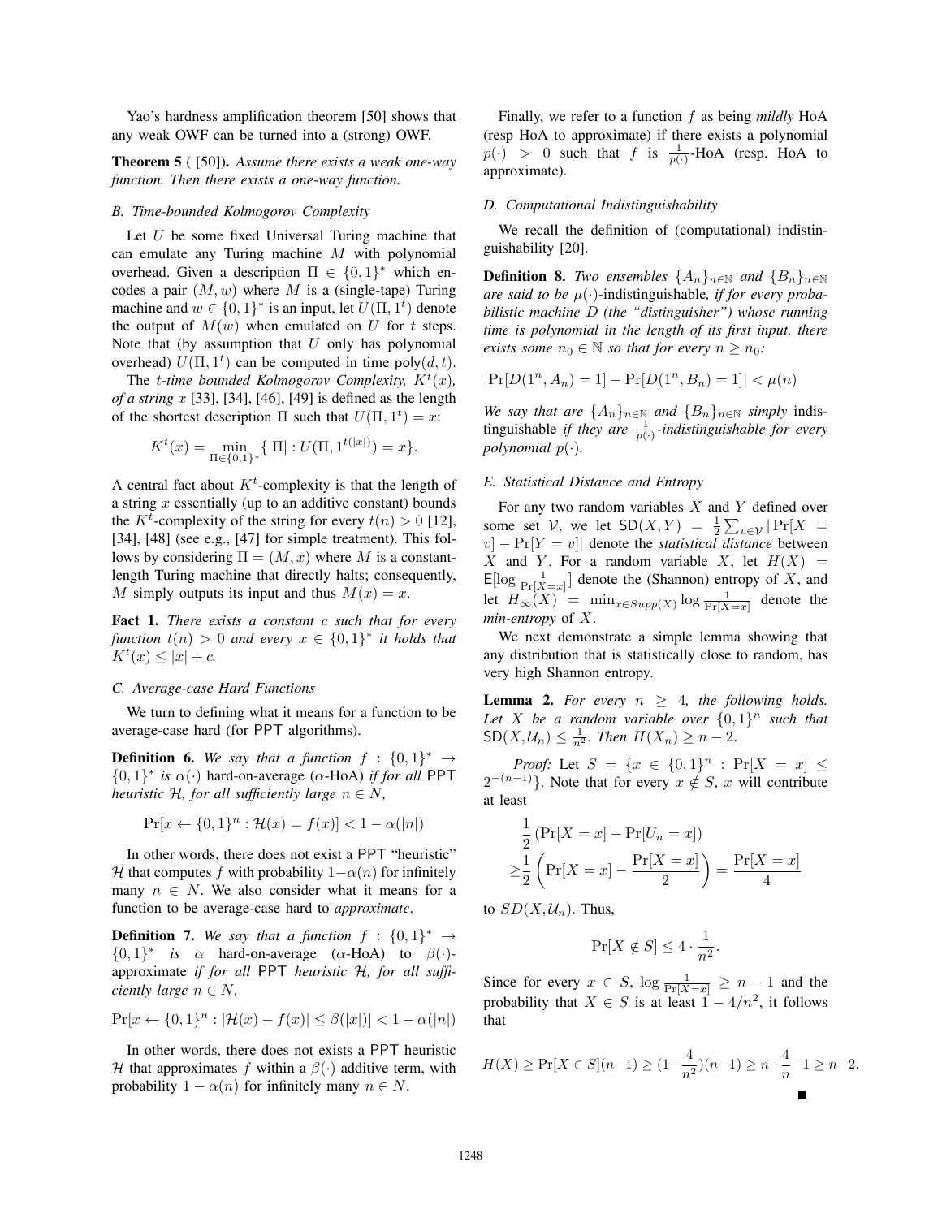Yao's hardness amplification theorem [50] shows that any weak OWF can be turned into a (strong) OWF.

**Theorem 5** ( [50]). *Assume there exists a weak one-way function. Then there exists a one-way function.*

### B. Time-bounded Kolmogorov Complexity

Let $U$ be some fixed Universal Turing machine that can emulate any Turing machine $M$ with polynomial overhead. Given a description $\Pi \in \{0,1\}^*$ which encodes a pair $(M, w)$ where $M$ is a (single-tape) Turing machine and $w \in \{0,1\}^*$ is an input, let $U(\Pi, 1^t)$ denote the output of $M(w)$ when emulated on $U$ for $t$ steps. Note that (by assumption that $U$ only has polynomial overhead) $U(\Pi, 1^t)$ can be computed in time $\mathsf{poly}(d, t)$.

The *$t$-time bounded Kolmogorov Complexity, $K^t(x)$, of a string $x$* [33], [34], [46], [49] is defined as the length of the shortest description $\Pi$ such that $U(\Pi, 1^t) = x$:

$$K^t(x) = \min_{\Pi \in \{0,1\}^*} \{|\Pi| : U(\Pi, 1^{t(|x|)}) = x\}.$$

A central fact about $K^t$-complexity is that the length of a string $x$ essentially (up to an additive constant) bounds the $K^t$-complexity of the string for every $t(n) > 0$ [12], [34], [48] (see e.g., [47] for simple treatment). This follows by considering $\Pi = (M, x)$ where $M$ is a constant-length Turing machine that directly halts; consequently, $M$ simply outputs its input and thus $M(x) = x$.

**Fact 1.** *There exists a constant $c$ such that for every function $t(n) > 0$ and every $x \in \{0,1\}^*$ it holds that $K^t(x) \le |x| + c$.*

### C. Average-case Hard Functions

We turn to defining what it means for a function to be average-case hard (for $\mathsf{PPT}$ algorithms).

**Definition 6.** *We say that a function $f : \{0,1\}^* \to \{0,1\}^*$ is $\alpha(\cdot)$ hard-on-average ($\alpha$-HoA) if for all $\mathsf{PPT}$ heuristic $\mathcal{H}$, for all sufficiently large $n \in N$,*

$$\Pr[x \leftarrow \{0,1\}^n : \mathcal{H}(x) = f(x)] < 1 - \alpha(|n|)$$

In other words, there does not exist a $\mathsf{PPT}$ "heuristic" $\mathcal{H}$ that computes $f$ with probability $1-\alpha(n)$ for infinitely many $n \in N$. We also consider what it means for a function to be average-case hard to *approximate*.

**Definition 7.** *We say that a function $f : \{0,1\}^* \to \{0,1\}^*$ is $\alpha$ hard-on-average ($\alpha$-HoA) to $\beta(\cdot)$-approximate if for all $\mathsf{PPT}$ heuristic $\mathcal{H}$, for all sufficiently large $n \in N$,*

$$\Pr[x \leftarrow \{0,1\}^n : |\mathcal{H}(x) - f(x)| \le \beta(|x|)] < 1 - \alpha(|n|)$$

In other words, there does not exists a $\mathsf{PPT}$ heuristic $\mathcal{H}$ that approximates $f$ within a $\beta(\cdot)$ additive term, with probability $1 - \alpha(n)$ for infinitely many $n \in N$.

Finally, we refer to a function $f$ as being *mildly* HoA (resp HoA to approximate) if there exists a polynomial $p(\cdot) > 0$ such that $f$ is $\frac{1}{p(\cdot)}$-HoA (resp. HoA to approximate).

### D. Computational Indistinguishability

We recall the definition of (computational) indistinguishability [20].

**Definition 8.** *Two ensembles $\{A_n\}_{n\in\mathbb{N}}$ and $\{B_n\}_{n\in\mathbb{N}}$ are said to be $\mu(\cdot)$-indistinguishable, if for every probabilistic machine $D$ (the "distinguisher") whose running time is polynomial in the length of its first input, there exists some $n_0 \in \mathbb{N}$ so that for every $n \ge n_0$:*

$$|\Pr[D(1^n, A_n) = 1] - \Pr[D(1^n, B_n) = 1]| < \mu(n)$$

*We say that are $\{A_n\}_{n\in\mathbb{N}}$ and $\{B_n\}_{n\in\mathbb{N}}$ simply indistinguishable if they are $\frac{1}{p(\cdot)}$-indistinguishable for every polynomial $p(\cdot)$.*

### E. Statistical Distance and Entropy

For any two random variables $X$ and $Y$ defined over some set $\mathcal{V}$, we let $\mathsf{SD}(X, Y) = \frac{1}{2}\sum_{v\in\mathcal{V}} |\Pr[X = v] - \Pr[Y = v]|$ denote the *statistical distance* between $X$ and $Y$. For a random variable $X$, let $H(X) = \mathsf{E}[\log \frac{1}{\Pr[X=x]}]$ denote the (Shannon) entropy of $X$, and let $H_\infty(X) = \min_{x\in Supp(X)} \log \frac{1}{\Pr[X=x]}$ denote the *min-entropy* of $X$.

We next demonstrate a simple lemma showing that any distribution that is statistically close to random, has very high Shannon entropy.

**Lemma 2.** *For every $n \ge 4$, the following holds. Let $X$ be a random variable over $\{0,1\}^n$ such that $\mathsf{SD}(X, \mathcal{U}_n) \le \frac{1}{n^2}$. Then $H(X_n) \ge n - 2$.*

*Proof:* Let $S = \{x \in \{0,1\}^n : \Pr[X = x] \le 2^{-(n-1)}\}$. Note that for every $x \notin S$, $x$ will contribute at least

$$\begin{aligned}
&\frac{1}{2}\left(\Pr[X = x] - \Pr[U_n = x]\right) \\
\ge &\frac{1}{2}\left(\Pr[X = x] - \frac{\Pr[X = x]}{2}\right) = \frac{\Pr[X = x]}{4}
\end{aligned}$$

to $SD(X, \mathcal{U}_n)$. Thus,

$$\Pr[X \notin S] \le 4 \cdot \frac{1}{n^2}.$$

Since for every $x \in S$, $\log \frac{1}{\Pr[X=x]} \ge n - 1$ and the probability that $X \in S$ is at least $1 - 4/n^2$, it follows that

$$H(X) \ge \Pr[X \in S](n-1) \ge (1-\frac{4}{n^2})(n-1) \ge n - \frac{4}{n} - 1 \ge n - 2.$$

■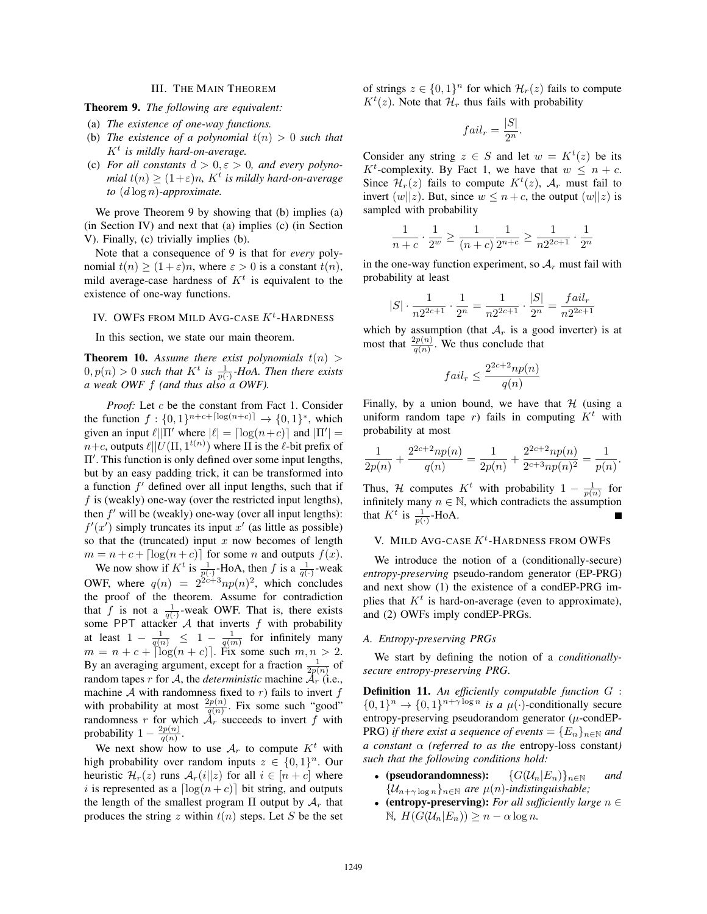## III. The Main Theorem

**Theorem 9.** *The following are equivalent:*

(a) *The existence of one-way functions.*
(b) *The existence of a polynomial $t(n) > 0$ such that $K^t$ is mildly hard-on-average.*
(c) *For all constants $d > 0, \varepsilon > 0$, and every polynomial $t(n) \geq (1+\varepsilon)n$, $K^t$ is mildly hard-on-average to $(d \log n)$-approximate.*

We prove Theorem 9 by showing that (b) implies (a) (in Section IV) and next that (a) implies (c) (in Section V). Finally, (c) trivially implies (b).

Note that a consequence of 9 is that for *every* polynomial $t(n) \geq (1+\varepsilon)n$, where $\varepsilon > 0$ is a constant $t(n)$, mild average-case hardness of $K^t$ is equivalent to the existence of one-way functions.

## IV. OWFs from Mild Avg-case $K^t$-Hardness

In this section, we state our main theorem.

**Theorem 10.** *Assume there exist polynomials $t(n) > 0, p(n) > 0$ such that $K^t$ is $\frac{1}{p(\cdot)}$-HoA. Then there exists a weak OWF $f$ (and thus also a OWF).*

*Proof:* Let $c$ be the constant from Fact 1. Consider the function $f : \{0,1\}^{n+c+\lceil \log(n+c) \rceil} \to \{0,1\}^*$, which given an input $\ell || \Pi'$ where $|\ell| = \lceil \log(n+c) \rceil$ and $|\Pi'| = n+c$, outputs $\ell || U(\Pi, 1^{t(n)})$ where $\Pi$ is the $\ell$-bit prefix of $\Pi'$. This function is only defined over some input lengths, but by an easy padding trick, it can be transformed into a function $f'$ defined over all input lengths, such that if $f$ is (weakly) one-way (over the restricted input lengths), then $f'$ will be (weakly) one-way (over all input lengths): $f'(x')$ simply truncates its input $x'$ (as little as possible) so that the (truncated) input $x$ now becomes of length $m = n + c + \lceil \log(n+c) \rceil$ for some $n$ and outputs $f(x)$.

We now show if $K^t$ is $\frac{1}{p(\cdot)}$-HoA, then $f$ is a $\frac{1}{q(\cdot)}$-weak OWF, where $q(n) = 2^{2c+3} n p(n)^2$, which concludes the proof of the theorem. Assume for contradiction that $f$ is not a $\frac{1}{q(\cdot)}$-weak OWF. That is, there exists some PPT attacker $\mathcal{A}$ that inverts $f$ with probability at least $1 - \frac{1}{q(n)} \leq 1 - \frac{1}{q(m)}$ for infinitely many $m = n + c + \lceil \log(n+c) \rceil$. Fix some such $m, n > 2$. By an averaging argument, except for a fraction $\frac{1}{2p(n)}$ of random tapes $r$ for $\mathcal{A}$, the *deterministic* machine $\mathcal{A}_r$ (i.e., machine $\mathcal{A}$ with randomness fixed to $r$) fails to invert $f$ with probability at most $\frac{2p(n)}{q(n)}$. Fix some such "good" randomness $r$ for which $\mathcal{A}_r$ succeeds to invert $f$ with probability $1 - \frac{2p(n)}{q(n)}$.

We next show how to use $\mathcal{A}_r$ to compute $K^t$ with high probability over random inputs $z \in \{0,1\}^n$. Our heuristic $\mathcal{H}_r(z)$ runs $\mathcal{A}_r(i||z)$ for all $i \in [n+c]$ where $i$ is represented as a $\lceil \log(n+c) \rceil$ bit string, and outputs the length of the smallest program $\Pi$ output by $\mathcal{A}_r$ that produces the string $z$ within $t(n)$ steps. Let $S$ be the set of strings $z \in \{0,1\}^n$ for which $\mathcal{H}_r(z)$ fails to compute $K^t(z)$. Note that $\mathcal{H}_r$ thus fails with probability

$$fail_r = \frac{|S|}{2^n}.$$

Consider any string $z \in S$ and let $w = K^t(z)$ be its $K^t$-complexity. By Fact 1, we have that $w \leq n + c$. Since $\mathcal{H}_r(z)$ fails to compute $K^t(z)$, $\mathcal{A}_r$ must fail to invert $(w||z)$. But, since $w \leq n + c$, the output $(w||z)$ is sampled with probability

$$\frac{1}{n+c} \cdot \frac{1}{2^w} \geq \frac{1}{(n+c)} \frac{1}{2^{n+c}} \geq \frac{1}{n 2^{2c+1}} \cdot \frac{1}{2^n}$$

in the one-way function experiment, so $\mathcal{A}_r$ must fail with probability at least

$$|S| \cdot \frac{1}{n 2^{2c+1}} \cdot \frac{1}{2^n} = \frac{1}{n 2^{2c+1}} \cdot \frac{|S|}{2^n} = \frac{fail_r}{n 2^{2c+1}}$$

which by assumption (that $\mathcal{A}_r$ is a good inverter) is at most that $\frac{2p(n)}{q(n)}$. We thus conclude that

$$fail_r \leq \frac{2^{2c+2} n p(n)}{q(n)}$$

Finally, by a union bound, we have that $\mathcal{H}$ (using a uniform random tape $r$) fails in computing $K^t$ with probability at most

$$\frac{1}{2p(n)} + \frac{2^{2c+2} n p(n)}{q(n)} = \frac{1}{2p(n)} + \frac{2^{2c+2} n p(n)}{2^{c+3} n p(n)^2} = \frac{1}{p(n)}.$$

Thus, $\mathcal{H}$ computes $K^t$ with probability $1 - \frac{1}{p(n)}$ for infinitely many $n \in \mathbb{N}$, which contradicts the assumption that $K^t$ is $\frac{1}{p(\cdot)}$-HoA. ■

## V. Mild Avg-case $K^t$-Hardness from OWFs

We introduce the notion of a (conditionally-secure) *entropy-preserving* pseudo-random generator (EP-PRG) and next show (1) the existence of a condEP-PRG implies that $K^t$ is hard-on-average (even to approximate), and (2) OWFs imply condEP-PRGs.

### A. Entropy-preserving PRGs

We start by defining the notion of a *conditionally-secure entropy-preserving PRG*.

**Definition 11.** *An efficiently computable function $G : \{0,1\}^n \to \{0,1\}^{n+\gamma \log n}$ is a $\mu(\cdot)$-conditionally secure entropy-preserving pseudorandom generator ($\mu$-condEP-PRG) if there exist a sequence of events $= \{E_n\}_{n \in \mathbb{N}}$ and a constant $\alpha$ (referred to as the* entropy-loss constant*) such that the following conditions hold:*

- **(pseudorandomness):** $\{G(\mathcal{U}_n | E_n)\}_{n \in \mathbb{N}}$ *and* $\{\mathcal{U}_{n+\gamma \log n}\}_{n \in \mathbb{N}}$ *are $\mu(n)$-indistinguishable;*
- **(entropy-preserving):** *For all sufficiently large $n \in \mathbb{N}$, $H(G(\mathcal{U}_n | E_n)) \geq n - \alpha \log n$.*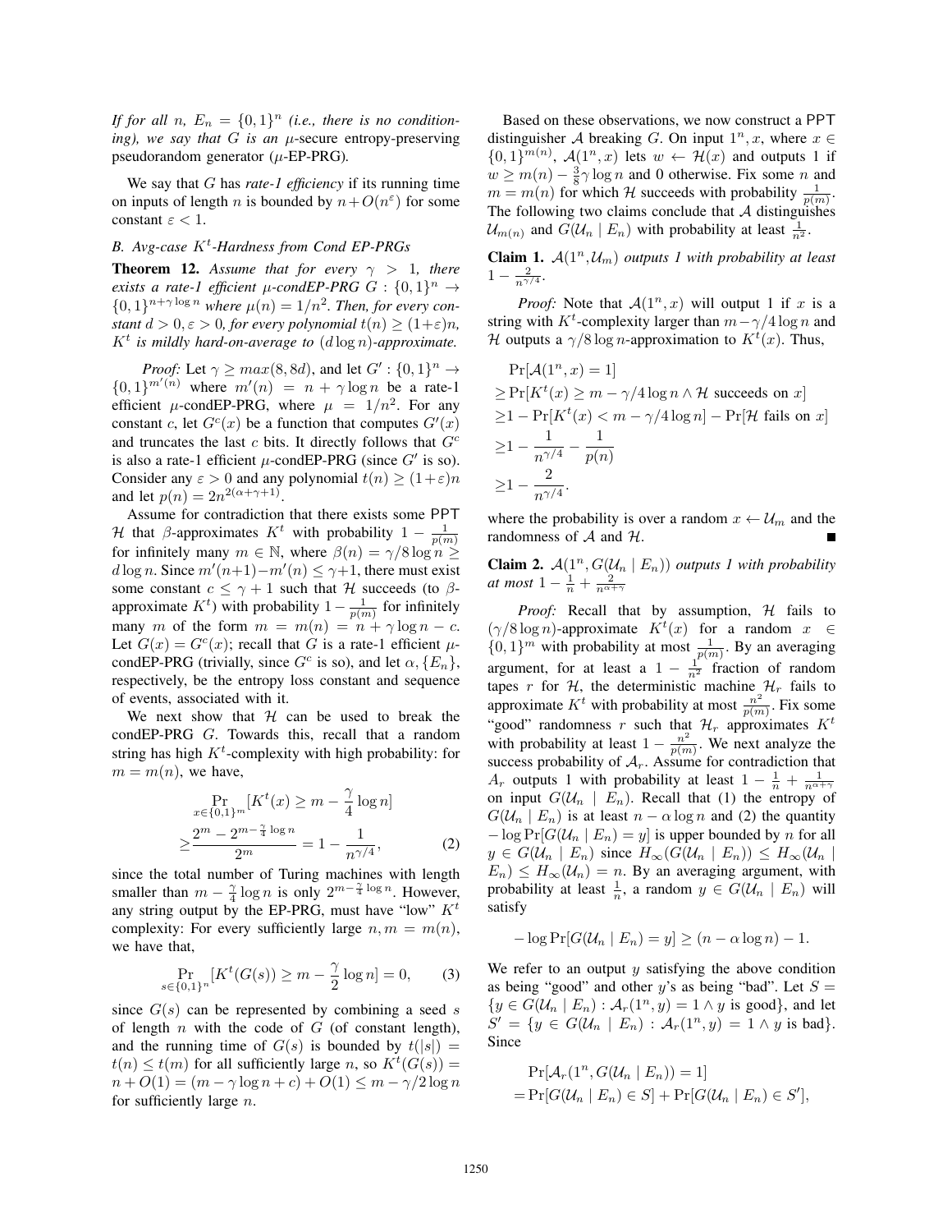*If for all $n$, $E_n = \{0,1\}^n$ (i.e., there is no conditioning), we say that $G$ is an $\mu$-secure* entropy-preserving pseudorandom generator *($\mu$-EP-PRG).*

We say that $G$ has *rate-1 efficiency* if its running time on inputs of length $n$ is bounded by $n+O(n^{\varepsilon})$ for some constant $\varepsilon < 1$.

### B. Avg-case $K^t$-Hardness from Cond EP-PRGs

**Theorem 12.** *Assume that for every $\gamma > 1$, there exists a rate-1 efficient $\mu$-condEP-PRG $G : \{0,1\}^n \to \{0,1\}^{n+\gamma \log n}$ where $\mu(n) = 1/n^2$. Then, for every constant $d > 0, \varepsilon > 0$, for every polynomial $t(n) \geq (1+\varepsilon)n$, $K^t$ is mildly hard-on-average to $(d \log n)$-approximate.*

*Proof:* Let $\gamma \geq max(8, 8d)$, and let $G' : \{0,1\}^n \to \{0,1\}^{m'(n)}$ where $m'(n) = n + \gamma \log n$ be a rate-1 efficient $\mu$-condEP-PRG, where $\mu = 1/n^2$. For any constant $c$, let $G^c(x)$ be a function that computes $G'(x)$ and truncates the last $c$ bits. It directly follows that $G^c$ is also a rate-1 efficient $\mu$-condEP-PRG (since $G'$ is so). Consider any $\varepsilon > 0$ and any polynomial $t(n) \geq (1+\varepsilon)n$ and let $p(n) = 2n^{2(\alpha+\gamma+1)}$.

Assume for contradiction that there exists some PPT $\mathcal{H}$ that $\beta$-approximates $K^t$ with probability $1 - \frac{1}{p(m)}$ for infinitely many $m \in \mathbb{N}$, where $\beta(n) = \gamma/8 \log n \geq d \log n$. Since $m'(n+1) - m'(n) \leq \gamma + 1$, there must exist some constant $c \leq \gamma + 1$ such that $\mathcal{H}$ succeeds (to $\beta$-approximate $K^t$) with probability $1 - \frac{1}{p(m)}$ for infinitely many $m$ of the form $m = m(n) = n + \gamma \log n - c$. Let $G(x) = G^c(x)$; recall that $G$ is a rate-1 efficient $\mu$-condEP-PRG (trivially, since $G^c$ is so), and let $\alpha, \{E_n\}$, respectively, be the entropy loss constant and sequence of events, associated with it.

We next show that $\mathcal{H}$ can be used to break the condEP-PRG $G$. Towards this, recall that a random string has high $K^t$-complexity with high probability: for $m = m(n)$, we have,

$$\Pr_{x \in \{0,1\}^m}[K^t(x) \geq m - \frac{\gamma}{4}\log n] \geq \frac{2^m - 2^{m-\frac{\gamma}{4}\log n}}{2^m} = 1 - \frac{1}{n^{\gamma/4}}, \quad (2)$$

since the total number of Turing machines with length smaller than $m - \frac{\gamma}{4}\log n$ is only $2^{m-\frac{\gamma}{4}\log n}$. However, any string output by the EP-PRG, must have "low" $K^t$ complexity: For every sufficiently large $n, m = m(n)$, we have that,

$$\Pr_{s \in \{0,1\}^n}[K^t(G(s)) \geq m - \frac{\gamma}{2}\log n] = 0, \quad (3)$$

since $G(s)$ can be represented by combining a seed $s$ of length $n$ with the code of $G$ (of constant length), and the running time of $G(s)$ is bounded by $t(|s|) = t(n) \leq t(m)$ for all sufficiently large $n$, so $K^t(G(s)) = n + O(1) = (m - \gamma \log n + c) + O(1) \leq m - \gamma/2 \log n$ for sufficiently large $n$.

Based on these observations, we now construct a PPT distinguisher $\mathcal{A}$ breaking $G$. On input $1^n, x$, where $x \in \{0,1\}^{m(n)}$, $\mathcal{A}(1^n, x)$ lets $w \leftarrow \mathcal{H}(x)$ and outputs 1 if $w \geq m(n) - \frac{3}{8}\gamma \log n$ and 0 otherwise. Fix some $n$ and $m = m(n)$ for which $\mathcal{H}$ succeeds with probability $\frac{1}{p(m)}$. The following two claims conclude that $\mathcal{A}$ distinguishes $\mathcal{U}_{m(n)}$ and $G(\mathcal{U}_n \mid E_n)$ with probability at least $\frac{1}{n^2}$.

**Claim 1.** *$\mathcal{A}(1^n, \mathcal{U}_m)$ outputs 1 with probability at least $1 - \frac{2}{n^{\gamma/4}}$.*

*Proof:* Note that $\mathcal{A}(1^n, x)$ will output 1 if $x$ is a string with $K^t$-complexity larger than $m - \gamma/4 \log n$ and $\mathcal{H}$ outputs a $\gamma/8 \log n$-approximation to $K^t(x)$. Thus,

$$\begin{aligned}
&\Pr[\mathcal{A}(1^n, x) = 1] \\
&\geq \Pr[K^t(x) \geq m - \gamma/4 \log n \wedge \mathcal{H} \text{ succeeds on } x] \\
&\geq 1 - \Pr[K^t(x) < m - \gamma/4 \log n] - \Pr[\mathcal{H} \text{ fails on } x] \\
&\geq 1 - \frac{1}{n^{\gamma/4}} - \frac{1}{p(n)} \\
&\geq 1 - \frac{2}{n^{\gamma/4}}.
\end{aligned}$$

where the probability is over a random $x \leftarrow \mathcal{U}_m$ and the randomness of $\mathcal{A}$ and $\mathcal{H}$. ∎

**Claim 2.** *$\mathcal{A}(1^n, G(\mathcal{U}_n \mid E_n))$ outputs 1 with probability at most $1 - \frac{1}{n} + \frac{2}{n^{\alpha+\gamma}}$*

*Proof:* Recall that by assumption, $\mathcal{H}$ fails to $(\gamma/8 \log n)$-approximate $K^t(x)$ for a random $x \in \{0,1\}^m$ with probability at most $\frac{1}{p(m)}$. By an averaging argument, for at least a $1 - \frac{1}{n^2}$ fraction of random tapes $r$ for $\mathcal{H}$, the deterministic machine $\mathcal{H}_r$ fails to approximate $K^t$ with probability at most $\frac{n^2}{p(m)}$. Fix some "good" randomness $r$ such that $\mathcal{H}_r$ approximates $K^t$ with probability at least $1 - \frac{n^2}{p(m)}$. We next analyze the success probability of $\mathcal{A}_r$. Assume for contradiction that $A_r$ outputs 1 with probability at least $1 - \frac{1}{n} + \frac{1}{n^{\alpha+\gamma}}$ on input $G(\mathcal{U}_n \mid E_n)$. Recall that (1) the entropy of $G(\mathcal{U}_n \mid E_n)$ is at least $n - \alpha \log n$ and (2) the quantity $-\log \Pr[G(\mathcal{U}_n \mid E_n) = y]$ is upper bounded by $n$ for all $y \in G(\mathcal{U}_n \mid E_n)$ since $H_\infty(G(\mathcal{U}_n \mid E_n)) \leq H_\infty(\mathcal{U}_n \mid E_n) \leq H_\infty(\mathcal{U}_n) = n$. By an averaging argument, with probability at least $\frac{1}{n}$, a random $y \in G(\mathcal{U}_n \mid E_n)$ will satisfy

$$-\log \Pr[G(\mathcal{U}_n \mid E_n) = y] \geq (n - \alpha \log n) - 1.$$

We refer to an output $y$ satisfying the above condition as being "good" and other $y$'s as being "bad". Let $S = \{y \in G(\mathcal{U}_n \mid E_n) : \mathcal{A}_r(1^n, y) = 1 \wedge y \text{ is good}\}$, and let $S' = \{y \in G(\mathcal{U}_n \mid E_n) : \mathcal{A}_r(1^n, y) = 1 \wedge y \text{ is bad}\}$. Since

$$\begin{aligned}
&\Pr[\mathcal{A}_r(1^n, G(\mathcal{U}_n \mid E_n)) = 1] \\
&= \Pr[G(\mathcal{U}_n \mid E_n) \in S] + \Pr[G(\mathcal{U}_n \mid E_n) \in S'],
\end{aligned}$$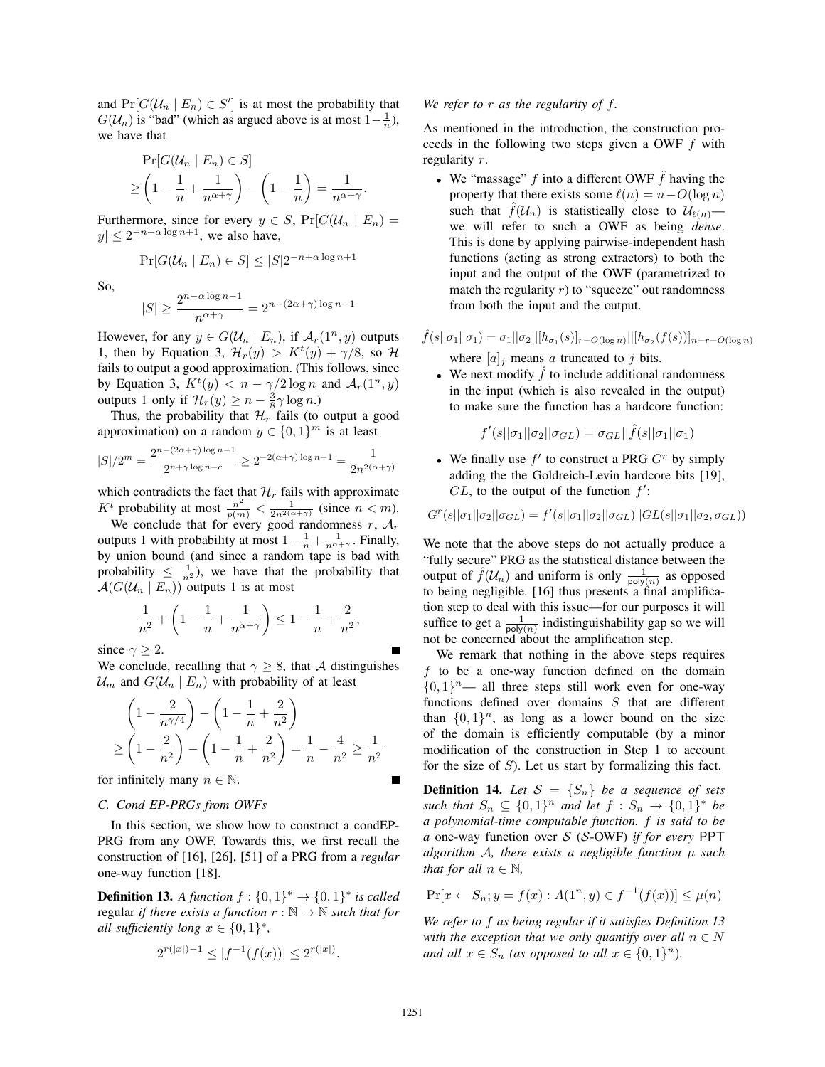and $\Pr[G(\mathcal{U}_n \mid E_n) \in S']$ is at most the probability that $G(\mathcal{U}_n)$ is "bad" (which as argued above is at most $1-\frac{1}{n}$), we have that

$$\Pr[G(\mathcal{U}_n \mid E_n) \in S] \geq \left(1 - \frac{1}{n} + \frac{1}{n^{\alpha+\gamma}}\right) - \left(1 - \frac{1}{n}\right) = \frac{1}{n^{\alpha+\gamma}}.$$

Furthermore, since for every $y \in S$, $\Pr[G(\mathcal{U}_n \mid E_n) = y] \leq 2^{-n+\alpha \log n+1}$, we also have,

$$\Pr[G(\mathcal{U}_n \mid E_n) \in S] \leq |S| 2^{-n+\alpha \log n+1}$$

So,

$$|S| \geq \frac{2^{n-\alpha \log n-1}}{n^{\alpha+\gamma}} = 2^{n-(2\alpha+\gamma)\log n-1}$$

However, for any $y \in G(\mathcal{U}_n \mid E_n)$, if $\mathcal{A}_r(1^n, y)$ outputs 1, then by Equation 3, $\mathcal{H}_r(y) > K^t(y) + \gamma/8$, so $\mathcal{H}$ fails to output a good approximation. (This follows, since by Equation 3, $K^t(y) < n - \gamma/2 \log n$ and $\mathcal{A}_r(1^n, y)$ outputs 1 only if $\mathcal{H}_r(y) \geq n - \frac{3}{8}\gamma \log n$.)

Thus, the probability that $\mathcal{H}_r$ fails (to output a good approximation) on a random $y \in \{0,1\}^m$ is at least

$$|S|/2^m = \frac{2^{n-(2\alpha+\gamma)\log n-1}}{2^{n+\gamma \log n - c}} \geq 2^{-2(\alpha+\gamma)\log n-1} = \frac{1}{2n^{2(\alpha+\gamma)}}$$

which contradicts the fact that $\mathcal{H}_r$ fails with approximate $K^t$ probability at most $\frac{n^2}{p(m)} < \frac{1}{2n^{2(\alpha+\gamma)}}$ (since $n < m$).

We conclude that for every good randomness $r$, $\mathcal{A}_r$ outputs 1 with probability at most $1 - \frac{1}{n} + \frac{1}{n^{\alpha+\gamma}}$. Finally, by union bound (and since a random tape is bad with probability $\leq \frac{1}{n^2}$), we have that the probability that $\mathcal{A}(G(\mathcal{U}_n \mid E_n))$ outputs 1 is at most

$$\frac{1}{n^2} + \left(1 - \frac{1}{n} + \frac{1}{n^{\alpha+\gamma}}\right) \leq 1 - \frac{1}{n} + \frac{2}{n^2},$$

since $\gamma \geq 2$. ■

We conclude, recalling that $\gamma \geq 8$, that $\mathcal{A}$ distinguishes $\mathcal{U}_m$ and $G(\mathcal{U}_n \mid E_n)$ with probability of at least

$$\left(1 - \frac{2}{n^{\gamma/4}}\right) - \left(1 - \frac{1}{n} + \frac{2}{n^2}\right) \geq \left(1 - \frac{2}{n^2}\right) - \left(1 - \frac{1}{n} + \frac{2}{n^2}\right) = \frac{1}{n} - \frac{4}{n^2} \geq \frac{1}{n^2}$$

for infinitely many $n \in \mathbb{N}$. ■

### C. Cond EP-PRGs from OWFs

In this section, we show how to construct a condEP-PRG from any OWF. Towards this, we first recall the construction of [16], [26], [51] of a PRG from a *regular* one-way function [18].

**Definition 13.** *A function $f : \{0,1\}^* \to \{0,1\}^*$ is called* regular *if there exists a function $r : \mathbb{N} \to \mathbb{N}$ such that for all sufficiently long $x \in \{0,1\}^*$,*

$$2^{r(|x|)-1} \leq |f^{-1}(f(x))| \leq 2^{r(|x|)}.$$

*We refer to $r$ as the regularity of $f$.*

As mentioned in the introduction, the construction proceeds in the following two steps given a OWF $f$ with regularity $r$.

- We "massage" $f$ into a different OWF $\hat{f}$ having the property that there exists some $\ell(n) = n - O(\log n)$ such that $\hat{f}(\mathcal{U}_n)$ is statistically close to $\mathcal{U}_{\ell(n)}$—we will refer to such a OWF as being *dense*. This is done by applying pairwise-independent hash functions (acting as strong extractors) to both the input and the output of the OWF (parametrized to match the regularity $r$) to "squeeze" out randomness from both the input and the output.

$$\hat{f}(s||\sigma_1||\sigma_1) = \sigma_1||\sigma_2||[h_{\sigma_1}(s)]_{r-O(\log n)}||[h_{\sigma_2}(f(s))]_{n-r-O(\log n)}$$

where $[a]_j$ means $a$ truncated to $j$ bits.

- We next modify $\hat{f}$ to include additional randomness in the input (which is also revealed in the output) to make sure the function has a hardcore function:

$$f'(s||\sigma_1||\sigma_2||\sigma_{GL}) = \sigma_{GL}||\hat{f}(s||\sigma_1||\sigma_1)$$

- We finally use $f'$ to construct a PRG $G^r$ by simply adding the the Goldreich-Levin hardcore bits [19], $GL$, to the output of the function $f'$:

$$G^r(s||\sigma_1||\sigma_2||\sigma_{GL}) = f'(s||\sigma_1||\sigma_2||\sigma_{GL})||GL(s||\sigma_1||\sigma_2, \sigma_{GL}))$$

We note that the above steps do not actually produce a "fully secure" PRG as the statistical distance between the output of $\hat{f}(\mathcal{U}_n)$ and uniform is only $\frac{1}{\mathsf{poly}(n)}$ as opposed to being negligible. [16] thus presents a final amplification step to deal with this issue—for our purposes it will suffice to get a $\frac{1}{\mathsf{poly}(n)}$ indistinguishability gap so we will not be concerned about the amplification step.

We remark that nothing in the above steps requires $f$ to be a one-way function defined on the domain $\{0,1\}^n$— all three steps still work even for one-way functions defined over domains $S$ that are different than $\{0,1\}^n$, as long as a lower bound on the size of the domain is efficiently computable (by a minor modification of the construction in Step 1 to account for the size of $S$). Let us start by formalizing this fact.

**Definition 14.** *Let $\mathcal{S} = \{S_n\}$ be a sequence of sets such that $S_n \subseteq \{0,1\}^n$ and let $f : S_n \to \{0,1\}^*$ be a polynomial-time computable function. $f$ is said to be a* one-way function over $\mathcal{S}$ ($\mathcal{S}$-OWF) *if for every* PPT *algorithm $\mathcal{A}$, there exists a negligible function $\mu$ such that for all $n \in \mathbb{N}$,*

$$\Pr[x \leftarrow S_n; y = f(x) : A(1^n, y) \in f^{-1}(f(x))] \leq \mu(n)$$

*We refer to $f$ as being regular if it satisfies Definition 13 with the exception that we only quantify over all $n \in N$ and all $x \in S_n$ (as opposed to all $x \in \{0,1\}^n$).*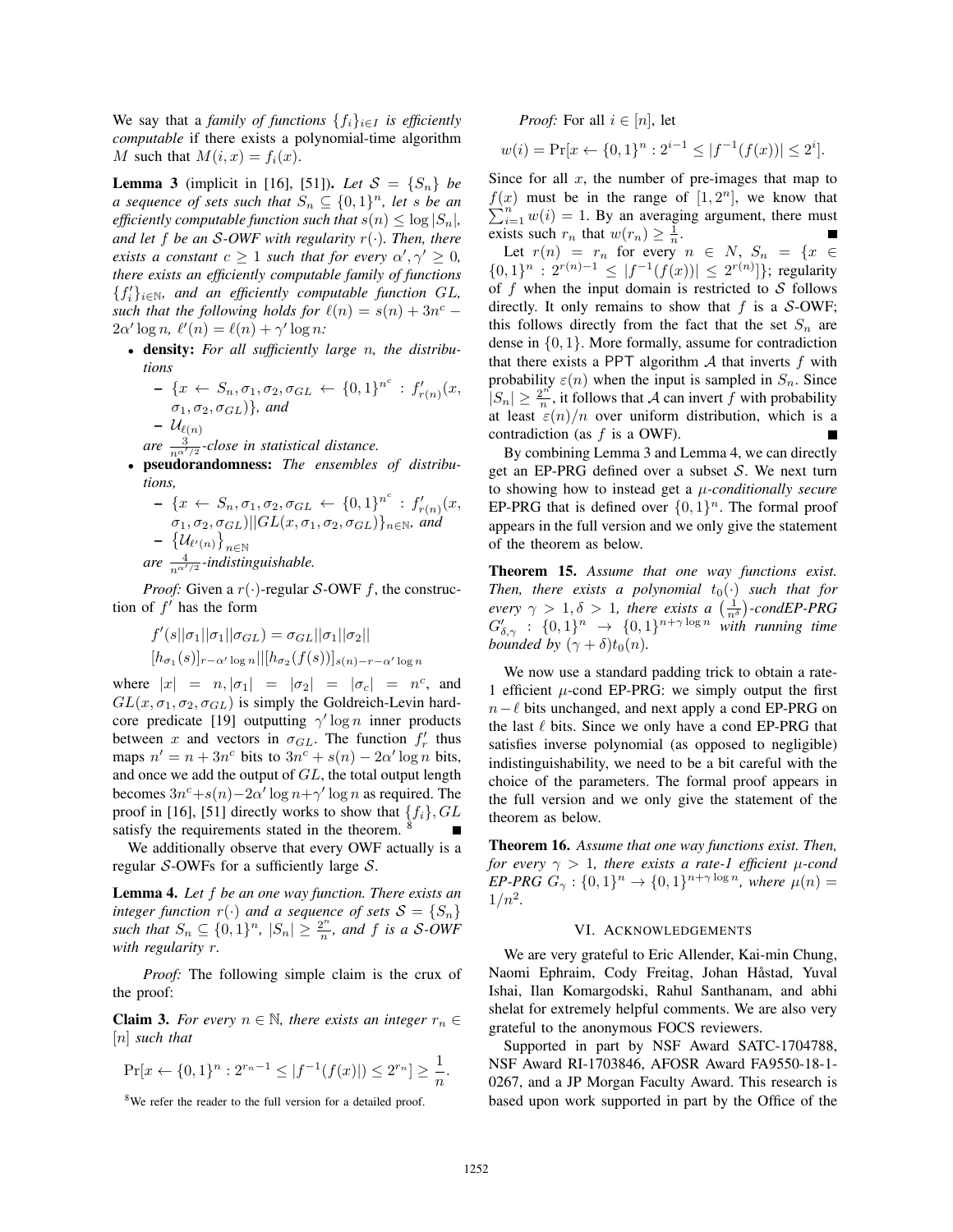We say that a *family of functions* $\{f_i\}_{i\in I}$ *is efficiently computable* if there exists a polynomial-time algorithm $M$ such that $M(i,x) = f_i(x)$.

**Lemma 3** (implicit in [16], [51]). *Let $\mathcal{S} = \{S_n\}$ be a sequence of sets such that $S_n \subseteq \{0,1\}^n$, let $s$ be an efficiently computable function such that $s(n) \le \log |S_n|$, and let $f$ be an $\mathcal{S}$-OWF with regularity $r(\cdot)$. Then, there exists a constant $c \ge 1$ such that for every $\alpha', \gamma' \ge 0$, there exists an efficiently computable family of functions $\{f'_i\}_{i\in\mathbb{N}}$, and an efficiently computable function $GL$, such that the following holds for $\ell(n) = s(n) + 3n^c - 2\alpha' \log n$, $\ell'(n) = \ell(n) + \gamma' \log n$:*

- **density:** *For all sufficiently large $n$, the distributions*
  - $\{x \leftarrow S_n, \sigma_1, \sigma_2, \sigma_{GL} \leftarrow \{0,1\}^{n^c} : f'_{r(n)}(x, \sigma_1, \sigma_2, \sigma_{GL})\}$*, and*
  - $\mathcal{U}_{\ell(n)}$

  *are $\frac{3}{n^{\alpha'/2}}$-close in statistical distance.*
- **pseudorandomness:** *The ensembles of distributions,*
  - $\{x \leftarrow S_n, \sigma_1, \sigma_2, \sigma_{GL} \leftarrow \{0,1\}^{n^c} : f'_{r(n)}(x, \sigma_1, \sigma_2, \sigma_{GL}) || GL(x, \sigma_1, \sigma_2, \sigma_{GL})\}_{n\in\mathbb{N}}$*, and*
  - $\{\mathcal{U}_{\ell'(n)}\}_{n\in\mathbb{N}}$

  *are $\frac{4}{n^{\alpha'/2}}$-indistinguishable.*

*Proof:* Given a $r(\cdot)$-regular $\mathcal{S}$-OWF $f$, the construction of $f'$ has the form

$$f'(s||\sigma_1||\sigma_1||\sigma_{GL}) = \sigma_{GL}||\sigma_1||\sigma_2|| [h_{\sigma_1}(s)]_{r-\alpha' \log n}||[h_{\sigma_2}(f(s))]_{s(n)-r-\alpha' \log n}$$

where $|x| = n, |\sigma_1| = |\sigma_2| = |\sigma_c| = n^c$, and $GL(x, \sigma_1, \sigma_2, \sigma_{GL})$ is simply the Goldreich-Levin hardcore predicate [19] outputting $\gamma' \log n$ inner products between $x$ and vectors in $\sigma_{GL}$. The function $f'_r$ thus maps $n' = n + 3n^c$ bits to $3n^c + s(n) - 2\alpha' \log n$ bits, and once we add the output of $GL$, the total output length becomes $3n^c + s(n) - 2\alpha' \log n + \gamma' \log n$ as required. The proof in [16], [51] directly works to show that $\{f_i\}, GL$ satisfy the requirements stated in the theorem. [8] ■

We additionally observe that every OWF actually is a regular $\mathcal{S}$-OWFs for a sufficiently large $\mathcal{S}$.

**Lemma 4.** *Let $f$ be an one way function. There exists an integer function $r(\cdot)$ and a sequence of sets $\mathcal{S} = \{S_n\}$ such that $S_n \subseteq \{0,1\}^n$, $|S_n| \ge \frac{2^n}{n}$, and $f$ is a $\mathcal{S}$-OWF with regularity $r$.*

*Proof:* The following simple claim is the crux of the proof:

**Claim 3.** *For every $n \in \mathbb{N}$, there exists an integer $r_n \in [n]$ such that*

$$\Pr[x \leftarrow \{0,1\}^n : 2^{r_n - 1} \le |f^{-1}(f(x))| \le 2^{r_n}] \ge \frac{1}{n}.$$

[8] We refer the reader to the full version for a detailed proof.

*Proof:* For all $i \in [n]$, let

$$w(i) = \Pr[x \leftarrow \{0,1\}^n : 2^{i-1} \le |f^{-1}(f(x))| \le 2^i].$$

Since for all $x$, the number of pre-images that map to $f(x)$ must be in the range of $[1, 2^n]$, we know that $\sum_{i=1}^n w(i) = 1$. By an averaging argument, there must exists such $r_n$ that $w(r_n) \ge \frac{1}{n}$. ■

Let $r(n) = r_n$ for every $n \in N$, $S_n = \{x \in \{0,1\}^n : 2^{r(n)-1} \le |f^{-1}(f(x))| \le 2^{r(n)}]\}$; regularity of $f$ when the input domain is restricted to $\mathcal{S}$ follows directly. It only remains to show that $f$ is a $\mathcal{S}$-OWF; this follows directly from the fact that the set $S_n$ are dense in $\{0,1\}$. More formally, assume for contradiction that there exists a PPT algorithm $\mathcal{A}$ that inverts $f$ with probability $\varepsilon(n)$ when the input is sampled in $S_n$. Since $|S_n| \ge \frac{2^n}{n}$, it follows that $\mathcal{A}$ can invert $f$ with probability at least $\varepsilon(n)/n$ over uniform distribution, which is a contradiction (as $f$ is a OWF). ■

By combining Lemma 3 and Lemma 4, we can directly get an EP-PRG defined over a subset $\mathcal{S}$. We next turn to showing how to instead get a $\mu$-*conditionally secure* EP-PRG that is defined over $\{0,1\}^n$. The formal proof appears in the full version and we only give the statement of the theorem as below.

**Theorem 15.** *Assume that one way functions exist. Then, there exists a polynomial $t_0(\cdot)$ such that for every $\gamma > 1, \delta > 1$, there exists a $\left(\frac{1}{n^\delta}\right)$-condEP-PRG $G'_{\delta,\gamma} : \{0,1\}^n \to \{0,1\}^{n+\gamma \log n}$ with running time bounded by $(\gamma + \delta)t_0(n)$.*

We now use a standard padding trick to obtain a rate-1 efficient $\mu$-cond EP-PRG: we simply output the first $n - \ell$ bits unchanged, and next apply a cond EP-PRG on the last $\ell$ bits. Since we only have a cond EP-PRG that satisfies inverse polynomial (as opposed to negligible) indistinguishability, we need to be a bit careful with the choice of the parameters. The formal proof appears in the full version and we only give the statement of the theorem as below.

**Theorem 16.** *Assume that one way functions exist. Then, for every $\gamma > 1$, there exists a rate-1 efficient $\mu$-cond EP-PRG $G_\gamma : \{0,1\}^n \to \{0,1\}^{n+\gamma \log n}$, where $\mu(n) = 1/n^2$.*

## VI. Acknowledgements

We are very grateful to Eric Allender, Kai-min Chung, Naomi Ephraim, Cody Freitag, Johan Håstad, Yuval Ishai, Ilan Komargodski, Rahul Santhanam, and abhi shelat for extremely helpful comments. We are also very grateful to the anonymous FOCS reviewers.

Supported in part by NSF Award SATC-1704788, NSF Award RI-1703846, AFOSR Award FA9550-18-1-0267, and a JP Morgan Faculty Award. This research is based upon work supported in part by the Office of the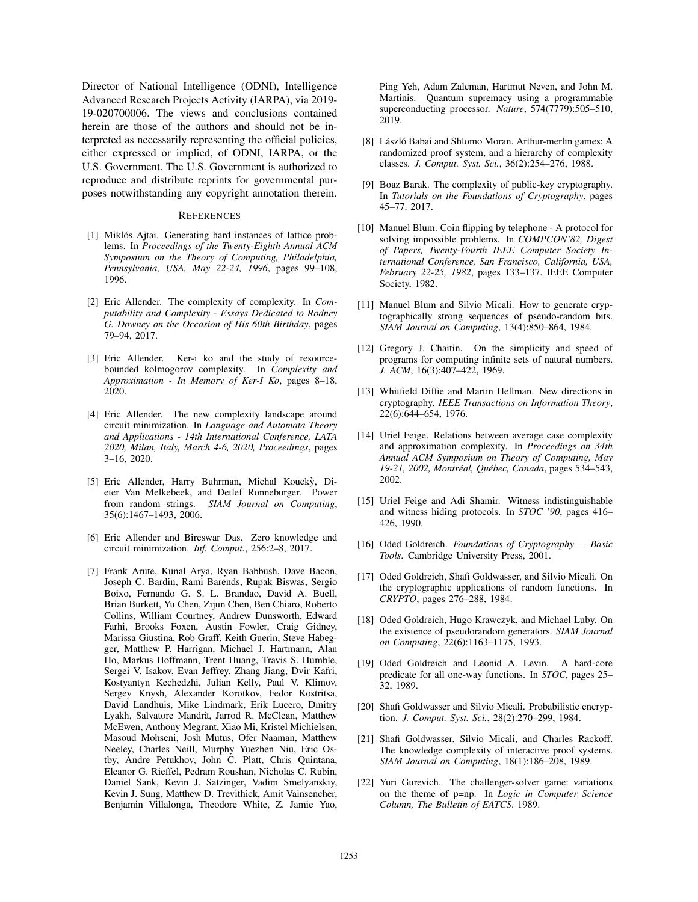Director of National Intelligence (ODNI), Intelligence Advanced Research Projects Activity (IARPA), via 2019-19-020700006. The views and conclusions contained herein are those of the authors and should not be interpreted as necessarily representing the official policies, either expressed or implied, of ODNI, IARPA, or the U.S. Government. The U.S. Government is authorized to reproduce and distribute reprints for governmental purposes notwithstanding any copyright annotation therein.

## REFERENCES

[1] Miklós Ajtai. Generating hard instances of lattice problems. In *Proceedings of the Twenty-Eighth Annual ACM Symposium on the Theory of Computing, Philadelphia, Pennsylvania, USA, May 22-24, 1996*, pages 99–108, 1996.

[2] Eric Allender. The complexity of complexity. In *Computability and Complexity - Essays Dedicated to Rodney G. Downey on the Occasion of His 60th Birthday*, pages 79–94, 2017.

[3] Eric Allender. Ker-i ko and the study of resource-bounded kolmogorov complexity. In *Complexity and Approximation - In Memory of Ker-I Ko*, pages 8–18, 2020.

[4] Eric Allender. The new complexity landscape around circuit minimization. In *Language and Automata Theory and Applications - 14th International Conference, LATA 2020, Milan, Italy, March 4-6, 2020, Proceedings*, pages 3–16, 2020.

[5] Eric Allender, Harry Buhrman, Michal Kouckỳ, Dieter Van Melkebeek, and Detlef Ronneburger. Power from random strings. *SIAM Journal on Computing*, 35(6):1467–1493, 2006.

[6] Eric Allender and Bireswar Das. Zero knowledge and circuit minimization. *Inf. Comput.*, 256:2–8, 2017.

[7] Frank Arute, Kunal Arya, Ryan Babbush, Dave Bacon, Joseph C. Bardin, Rami Barends, Rupak Biswas, Sergio Boixo, Fernando G. S. L. Brandao, David A. Buell, Brian Burkett, Yu Chen, Zijun Chen, Ben Chiaro, Roberto Collins, William Courtney, Andrew Dunsworth, Edward Farhi, Brooks Foxen, Austin Fowler, Craig Gidney, Marissa Giustina, Rob Graff, Keith Guerin, Steve Habegger, Matthew P. Harrigan, Michael J. Hartmann, Alan Ho, Markus Hoffmann, Trent Huang, Travis S. Humble, Sergei V. Isakov, Evan Jeffrey, Zhang Jiang, Dvir Kafri, Kostyantyn Kechedzhi, Julian Kelly, Paul V. Klimov, Sergey Knysh, Alexander Korotkov, Fedor Kostritsa, David Landhuis, Mike Lindmark, Erik Lucero, Dmitry Lyakh, Salvatore Mandrà, Jarrod R. McClean, Matthew McEwen, Anthony Megrant, Xiao Mi, Kristel Michielsen, Masoud Mohseni, Josh Mutus, Ofer Naaman, Matthew Neeley, Charles Neill, Murphy Yuezhen Niu, Eric Ostby, Andre Petukhov, John C. Platt, Chris Quintana, Eleanor G. Rieffel, Pedram Roushan, Nicholas C. Rubin, Daniel Sank, Kevin J. Satzinger, Vadim Smelyanskiy, Kevin J. Sung, Matthew D. Trevithick, Amit Vainsencher, Benjamin Villalonga, Theodore White, Z. Jamie Yao, Ping Yeh, Adam Zalcman, Hartmut Neven, and John M. Martinis. Quantum supremacy using a programmable superconducting processor. *Nature*, 574(7779):505–510, 2019.

[8] László Babai and Shlomo Moran. Arthur-merlin games: A randomized proof system, and a hierarchy of complexity classes. *J. Comput. Syst. Sci.*, 36(2):254–276, 1988.

[9] Boaz Barak. The complexity of public-key cryptography. In *Tutorials on the Foundations of Cryptography*, pages 45–77. 2017.

[10] Manuel Blum. Coin flipping by telephone - A protocol for solving impossible problems. In *COMPCON'82, Digest of Papers, Twenty-Fourth IEEE Computer Society International Conference, San Francisco, California, USA, February 22-25, 1982*, pages 133–137. IEEE Computer Society, 1982.

[11] Manuel Blum and Silvio Micali. How to generate cryptographically strong sequences of pseudo-random bits. *SIAM Journal on Computing*, 13(4):850–864, 1984.

[12] Gregory J. Chaitin. On the simplicity and speed of programs for computing infinite sets of natural numbers. *J. ACM*, 16(3):407–422, 1969.

[13] Whitfield Diffie and Martin Hellman. New directions in cryptography. *IEEE Transactions on Information Theory*, 22(6):644–654, 1976.

[14] Uriel Feige. Relations between average case complexity and approximation complexity. In *Proceedings on 34th Annual ACM Symposium on Theory of Computing, May 19-21, 2002, Montréal, Québec, Canada*, pages 534–543, 2002.

[15] Uriel Feige and Adi Shamir. Witness indistinguishable and witness hiding protocols. In *STOC '90*, pages 416–426, 1990.

[16] Oded Goldreich. *Foundations of Cryptography — Basic Tools*. Cambridge University Press, 2001.

[17] Oded Goldreich, Shafi Goldwasser, and Silvio Micali. On the cryptographic applications of random functions. In *CRYPTO*, pages 276–288, 1984.

[18] Oded Goldreich, Hugo Krawczyk, and Michael Luby. On the existence of pseudorandom generators. *SIAM Journal on Computing*, 22(6):1163–1175, 1993.

[19] Oded Goldreich and Leonid A. Levin. A hard-core predicate for all one-way functions. In *STOC*, pages 25–32, 1989.

[20] Shafi Goldwasser and Silvio Micali. Probabilistic encryption. *J. Comput. Syst. Sci.*, 28(2):270–299, 1984.

[21] Shafi Goldwasser, Silvio Micali, and Charles Rackoff. The knowledge complexity of interactive proof systems. *SIAM Journal on Computing*, 18(1):186–208, 1989.

[22] Yuri Gurevich. The challenger-solver game: variations on the theme of p=np. In *Logic in Computer Science Column, The Bulletin of EATCS*. 1989.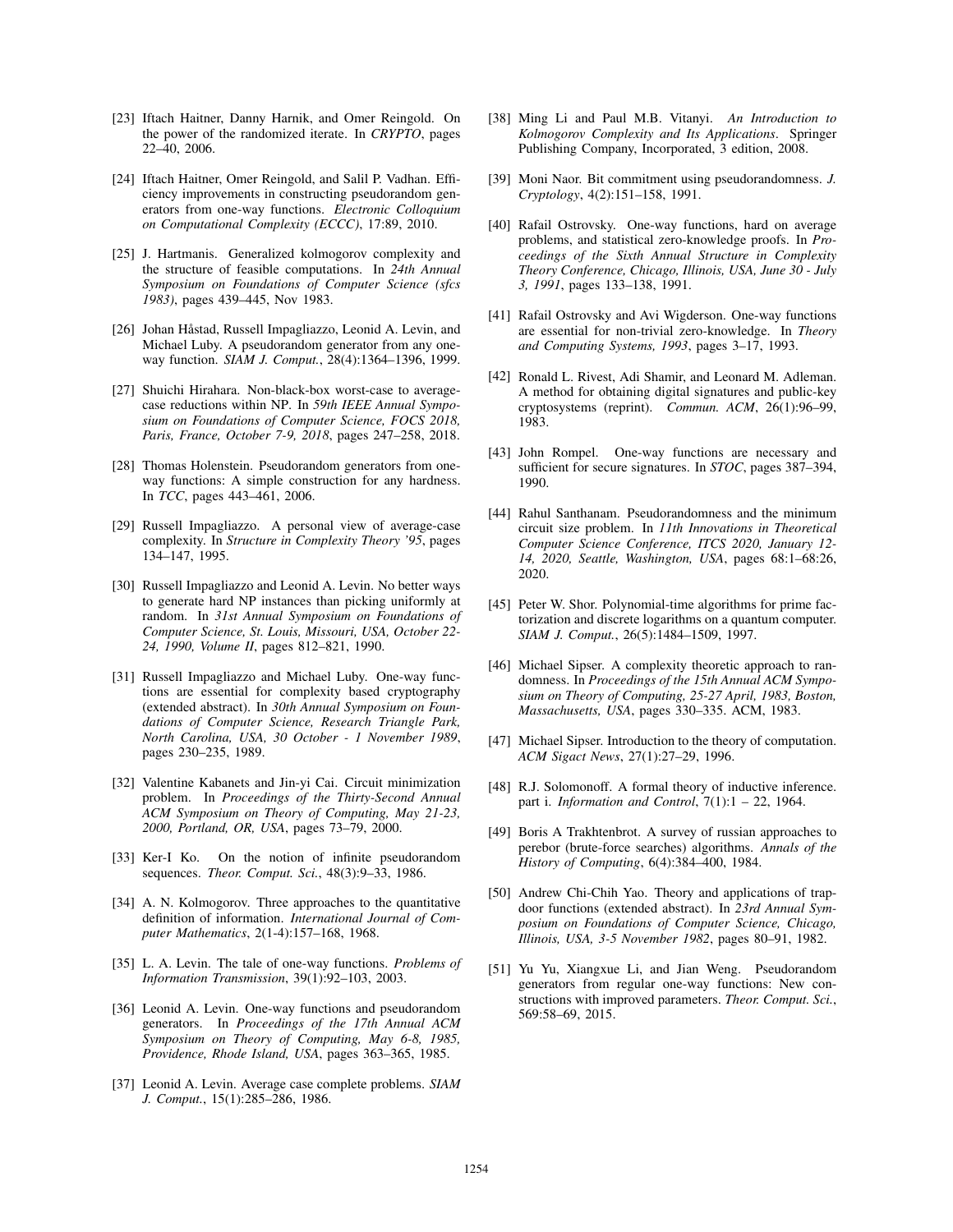[23] Iftach Haitner, Danny Harnik, and Omer Reingold. On the power of the randomized iterate. In *CRYPTO*, pages 22–40, 2006.

[24] Iftach Haitner, Omer Reingold, and Salil P. Vadhan. Efficiency improvements in constructing pseudorandom generators from one-way functions. *Electronic Colloquium on Computational Complexity (ECCC)*, 17:89, 2010.

[25] J. Hartmanis. Generalized kolmogorov complexity and the structure of feasible computations. In *24th Annual Symposium on Foundations of Computer Science (sfcs 1983)*, pages 439–445, Nov 1983.

[26] Johan Håstad, Russell Impagliazzo, Leonid A. Levin, and Michael Luby. A pseudorandom generator from any one-way function. *SIAM J. Comput.*, 28(4):1364–1396, 1999.

[27] Shuichi Hirahara. Non-black-box worst-case to average-case reductions within NP. In *59th IEEE Annual Symposium on Foundations of Computer Science, FOCS 2018, Paris, France, October 7-9, 2018*, pages 247–258, 2018.

[28] Thomas Holenstein. Pseudorandom generators from one-way functions: A simple construction for any hardness. In *TCC*, pages 443–461, 2006.

[29] Russell Impagliazzo. A personal view of average-case complexity. In *Structure in Complexity Theory '95*, pages 134–147, 1995.

[30] Russell Impagliazzo and Leonid A. Levin. No better ways to generate hard NP instances than picking uniformly at random. In *31st Annual Symposium on Foundations of Computer Science, St. Louis, Missouri, USA, October 22-24, 1990, Volume II*, pages 812–821, 1990.

[31] Russell Impagliazzo and Michael Luby. One-way functions are essential for complexity based cryptography (extended abstract). In *30th Annual Symposium on Foundations of Computer Science, Research Triangle Park, North Carolina, USA, 30 October - 1 November 1989*, pages 230–235, 1989.

[32] Valentine Kabanets and Jin-yi Cai. Circuit minimization problem. In *Proceedings of the Thirty-Second Annual ACM Symposium on Theory of Computing, May 21-23, 2000, Portland, OR, USA*, pages 73–79, 2000.

[33] Ker-I Ko. On the notion of infinite pseudorandom sequences. *Theor. Comput. Sci.*, 48(3):9–33, 1986.

[34] A. N. Kolmogorov. Three approaches to the quantitative definition of information. *International Journal of Computer Mathematics*, 2(1-4):157–168, 1968.

[35] L. A. Levin. The tale of one-way functions. *Problems of Information Transmission*, 39(1):92–103, 2003.

[36] Leonid A. Levin. One-way functions and pseudorandom generators. In *Proceedings of the 17th Annual ACM Symposium on Theory of Computing, May 6-8, 1985, Providence, Rhode Island, USA*, pages 363–365, 1985.

[37] Leonid A. Levin. Average case complete problems. *SIAM J. Comput.*, 15(1):285–286, 1986.

[38] Ming Li and Paul M.B. Vitanyi. *An Introduction to Kolmogorov Complexity and Its Applications*. Springer Publishing Company, Incorporated, 3 edition, 2008.

[39] Moni Naor. Bit commitment using pseudorandomness. *J. Cryptology*, 4(2):151–158, 1991.

[40] Rafail Ostrovsky. One-way functions, hard on average problems, and statistical zero-knowledge proofs. In *Proceedings of the Sixth Annual Structure in Complexity Theory Conference, Chicago, Illinois, USA, June 30 - July 3, 1991*, pages 133–138, 1991.

[41] Rafail Ostrovsky and Avi Wigderson. One-way functions are essential for non-trivial zero-knowledge. In *Theory and Computing Systems, 1993*, pages 3–17, 1993.

[42] Ronald L. Rivest, Adi Shamir, and Leonard M. Adleman. A method for obtaining digital signatures and public-key cryptosystems (reprint). *Commun. ACM*, 26(1):96–99, 1983.

[43] John Rompel. One-way functions are necessary and sufficient for secure signatures. In *STOC*, pages 387–394, 1990.

[44] Rahul Santhanam. Pseudorandomness and the minimum circuit size problem. In *11th Innovations in Theoretical Computer Science Conference, ITCS 2020, January 12-14, 2020, Seattle, Washington, USA*, pages 68:1–68:26, 2020.

[45] Peter W. Shor. Polynomial-time algorithms for prime factorization and discrete logarithms on a quantum computer. *SIAM J. Comput.*, 26(5):1484–1509, 1997.

[46] Michael Sipser. A complexity theoretic approach to randomness. In *Proceedings of the 15th Annual ACM Symposium on Theory of Computing, 25-27 April, 1983, Boston, Massachusetts, USA*, pages 330–335. ACM, 1983.

[47] Michael Sipser. Introduction to the theory of computation. *ACM Sigact News*, 27(1):27–29, 1996.

[48] R.J. Solomonoff. A formal theory of inductive inference. part i. *Information and Control*, 7(1):1 – 22, 1964.

[49] Boris A Trakhtenbrot. A survey of russian approaches to perebor (brute-force searches) algorithms. *Annals of the History of Computing*, 6(4):384–400, 1984.

[50] Andrew Chi-Chih Yao. Theory and applications of trapdoor functions (extended abstract). In *23rd Annual Symposium on Foundations of Computer Science, Chicago, Illinois, USA, 3-5 November 1982*, pages 80–91, 1982.

[51] Yu Yu, Xiangxue Li, and Jian Weng. Pseudorandom generators from regular one-way functions: New constructions with improved parameters. *Theor. Comput. Sci.*, 569:58–69, 2015.